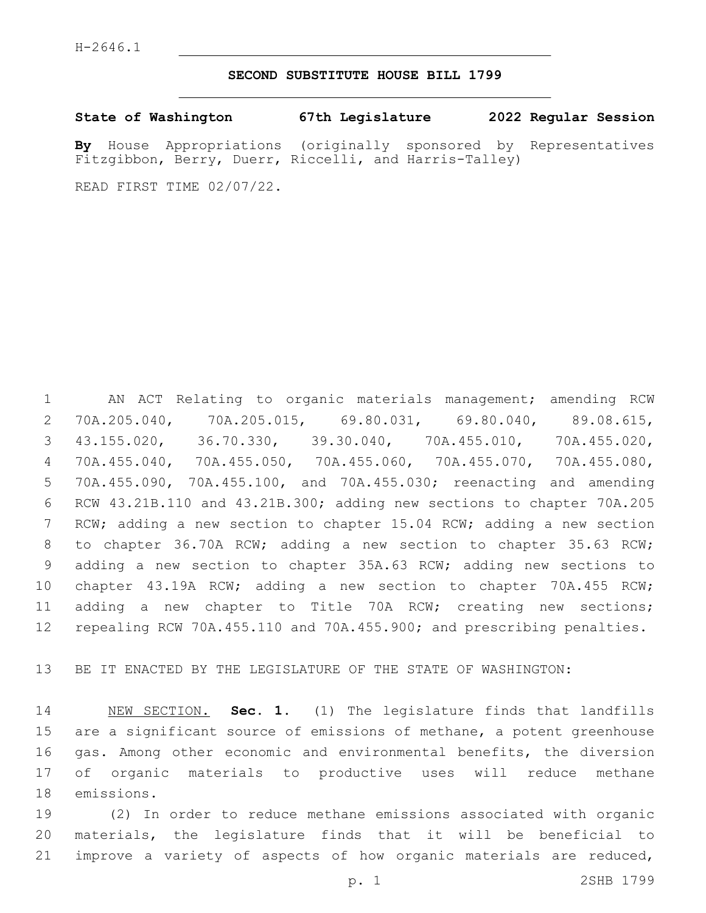H-2646.1

# SECOND SUBSTITUTE HOUSE BILL 1799

**State of Washington 67th Legislature 2022 Regular Session**

**By** House Appropriations (originally sponsored by Representatives Fitzgibbon, Berry, Duerr, Riccelli, and Harris-Talley)

READ FIRST TIME 02/07/22.

AN ACT Relating to organic materials management; amending RCW 70A.205.040, 70A.205.015, 69.80.031, 69.80.040, 89.08.615, 43.155.020, 36.70.330, 39.30.040, 70A.455.010, 70A.455.020, 70A.455.040, 70A.455.050, 70A.455.060, 70A.455.070, 70A.455.080, 70A.455.090, 70A.455.100, and 70A.455.030; reenacting and amending RCW 43.21B.110 and 43.21B.300; adding new sections to chapter 70A.205 RCW; adding a new section to chapter 15.04 RCW; adding a new section to chapter 36.70A RCW; adding a new section to chapter 35.63 RCW; adding a new section to chapter 35A.63 RCW; adding new sections to chapter 43.19A RCW; adding a new section to chapter 70A.455 RCW; adding a new chapter to Title 70A RCW; creating new sections; repealing RCW 70A.455.110 and 70A.455.900; and prescribing penalties.

BE IT ENACTED BY THE LEGISLATURE OF THE STATE OF WASHINGTON:

NEW SECTION. **Sec. 1.** (1) The legislature finds that landfills are a significant source of emissions of methane, a potent greenhouse gas. Among other economic and environmental benefits, the diversion of organic materials to productive uses will reduce methane emissions.

(2) In order to reduce methane emissions associated with organic materials, the legislature finds that it will be beneficial to improve a variety of aspects of how organic materials are reduced,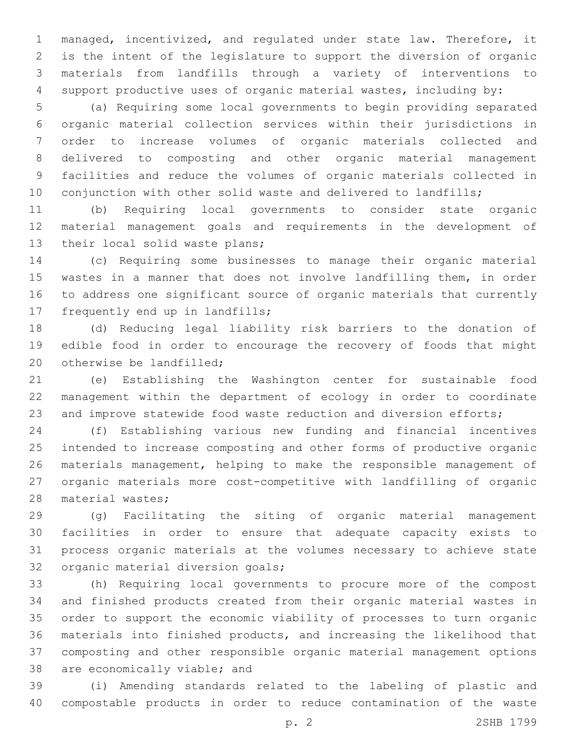managed, incentivized, and regulated under state law. Therefore, it is the intent of the legislature to support the diversion of organic materials from landfills through a variety of interventions to support productive uses of organic material wastes, including by:

(a) Requiring some local governments to begin providing separated organic material collection services within their jurisdictions in order to increase volumes of organic materials collected and delivered to composting and other organic material management facilities and reduce the volumes of organic materials collected in conjunction with other solid waste and delivered to landfills;

(b) Requiring local governments to consider state organic material management goals and requirements in the development of their local solid waste plans;

(c) Requiring some businesses to manage their organic material wastes in a manner that does not involve landfilling them, in order to address one significant source of organic materials that currently frequently end up in landfills;

(d) Reducing legal liability risk barriers to the donation of edible food in order to encourage the recovery of foods that might otherwise be landfilled;

(e) Establishing the Washington center for sustainable food management within the department of ecology in order to coordinate and improve statewide food waste reduction and diversion efforts;

(f) Establishing various new funding and financial incentives intended to increase composting and other forms of productive organic materials management, helping to make the responsible management of organic materials more cost-competitive with landfilling of organic material wastes;

(g) Facilitating the siting of organic material management facilities in order to ensure that adequate capacity exists to process organic materials at the volumes necessary to achieve state organic material diversion goals;

(h) Requiring local governments to procure more of the compost and finished products created from their organic material wastes in order to support the economic viability of processes to turn organic materials into finished products, and increasing the likelihood that composting and other responsible organic material management options are economically viable; and

(i) Amending standards related to the labeling of plastic and compostable products in order to reduce contamination of the waste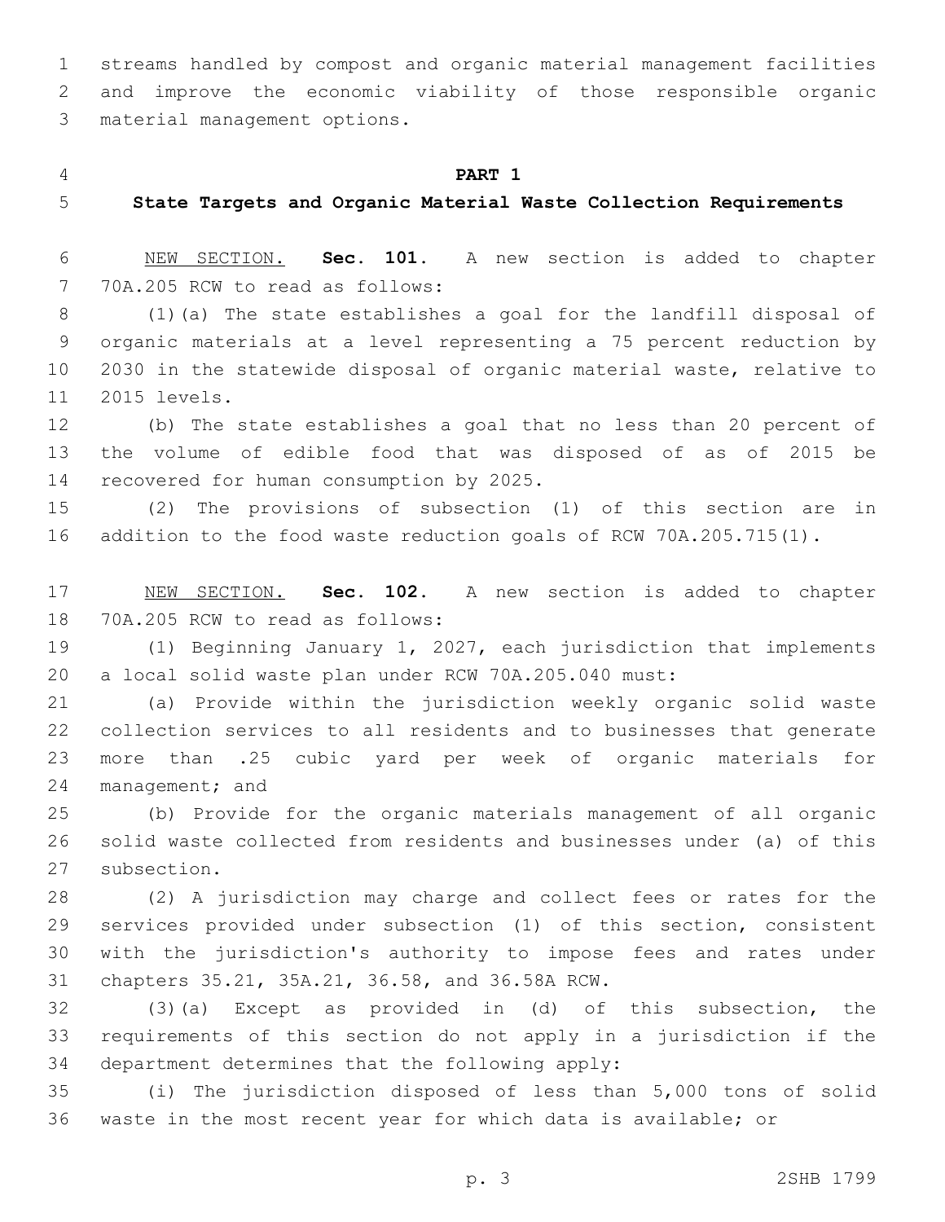streams handled by compost and organic material management facilities and improve the economic viability of those responsible organic material management options.

**PART 1**

**State Targets and Organic Material Waste Collection Requirements**

NEW SECTION. **Sec. 101.** A new section is added to chapter 70A.205 RCW to read as follows:

(1)(a) The state establishes a goal for the landfill disposal of organic materials at a level representing a 75 percent reduction by 2030 in the statewide disposal of organic material waste, relative to 2015 levels.

(b) The state establishes a goal that no less than 20 percent of the volume of edible food that was disposed of as of 2015 be recovered for human consumption by 2025.

(2) The provisions of subsection (1) of this section are in addition to the food waste reduction goals of RCW 70A.205.715(1).

NEW SECTION. **Sec. 102.** A new section is added to chapter 70A.205 RCW to read as follows:

(1) Beginning January 1, 2027, each jurisdiction that implements a local solid waste plan under RCW 70A.205.040 must:

(a) Provide within the jurisdiction weekly organic solid waste collection services to all residents and to businesses that generate more than .25 cubic yard per week of organic materials for management; and

(b) Provide for the organic materials management of all organic solid waste collected from residents and businesses under (a) of this subsection.

(2) A jurisdiction may charge and collect fees or rates for the services provided under subsection (1) of this section, consistent with the jurisdiction's authority to impose fees and rates under chapters 35.21, 35A.21, 36.58, and 36.58A RCW.

(3)(a) Except as provided in (d) of this subsection, the requirements of this section do not apply in a jurisdiction if the department determines that the following apply:

(i) The jurisdiction disposed of less than 5,000 tons of solid waste in the most recent year for which data is available; or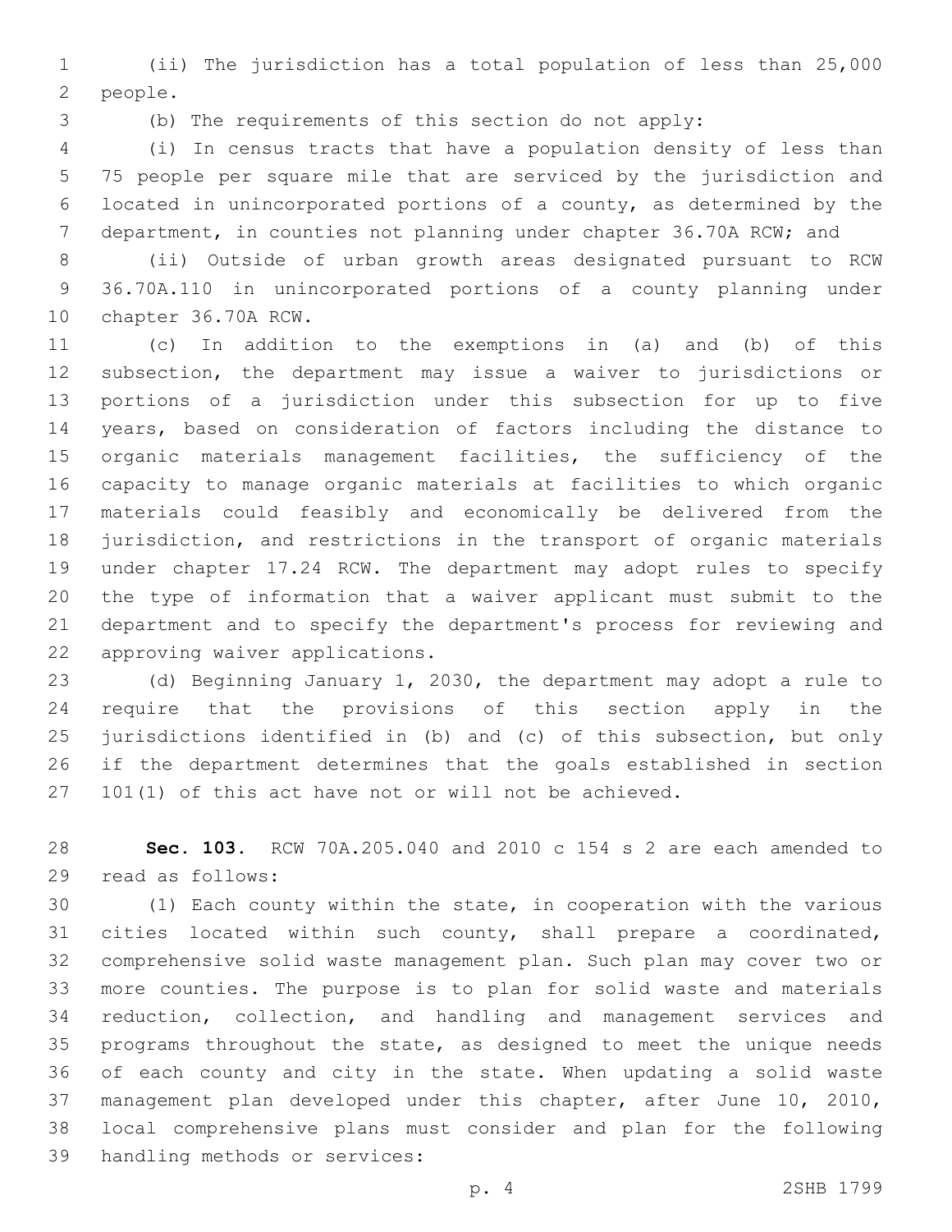(ii) The jurisdiction has a total population of less than 25,000 people.

(b) The requirements of this section do not apply:

(i) In census tracts that have a population density of less than 75 people per square mile that are serviced by the jurisdiction and located in unincorporated portions of a county, as determined by the department, in counties not planning under chapter 36.70A RCW; and

(ii) Outside of urban growth areas designated pursuant to RCW 36.70A.110 in unincorporated portions of a county planning under chapter 36.70A RCW.

(c) In addition to the exemptions in (a) and (b) of this subsection, the department may issue a waiver to jurisdictions or portions of a jurisdiction under this subsection for up to five years, based on consideration of factors including the distance to organic materials management facilities, the sufficiency of the capacity to manage organic materials at facilities to which organic materials could feasibly and economically be delivered from the jurisdiction, and restrictions in the transport of organic materials under chapter 17.24 RCW. The department may adopt rules to specify the type of information that a waiver applicant must submit to the department and to specify the department's process for reviewing and approving waiver applications.

(d) Beginning January 1, 2030, the department may adopt a rule to require that the provisions of this section apply in the jurisdictions identified in (b) and (c) of this subsection, but only if the department determines that the goals established in section 101(1) of this act have not or will not be achieved.

**Sec. 103.** RCW 70A.205.040 and 2010 c 154 s 2 are each amended to read as follows:

(1) Each county within the state, in cooperation with the various cities located within such county, shall prepare a coordinated, comprehensive solid waste management plan. Such plan may cover two or more counties. The purpose is to plan for solid waste and materials reduction, collection, and handling and management services and programs throughout the state, as designed to meet the unique needs of each county and city in the state. When updating a solid waste management plan developed under this chapter, after June 10, 2010, local comprehensive plans must consider and plan for the following handling methods or services: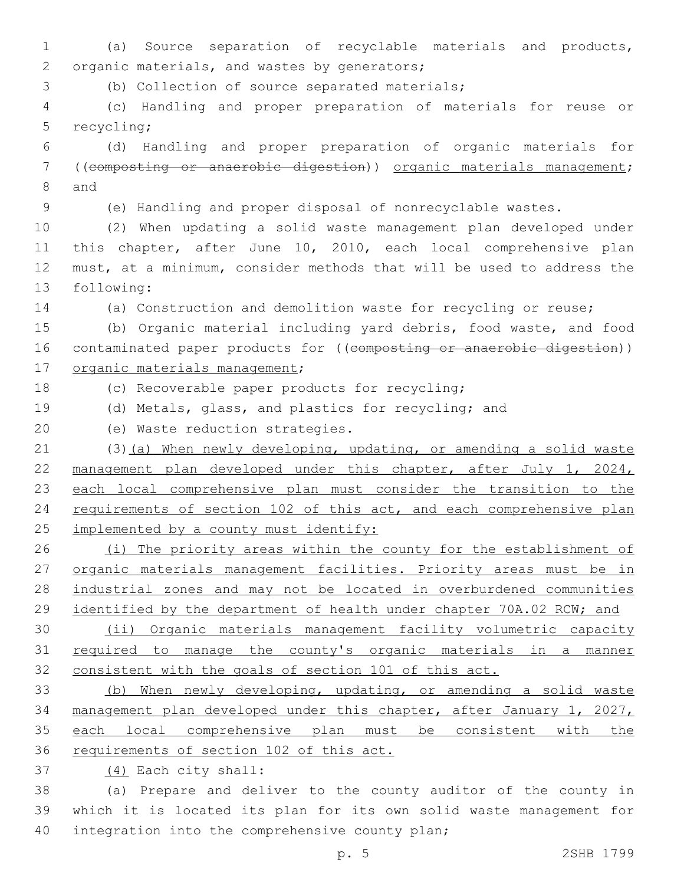(a) Source separation of recyclable materials and products, organic materials, and wastes by generators;

(b) Collection of source separated materials;

(c) Handling and proper preparation of materials for reuse or recycling;

(d) Handling and proper preparation of organic materials for ((~~composting or anaerobic digestion~~)) <u>organic materials management</u>; and

(e) Handling and proper disposal of nonrecyclable wastes.

(2) When updating a solid waste management plan developed under this chapter, after June 10, 2010, each local comprehensive plan must, at a minimum, consider methods that will be used to address the following:

(a) Construction and demolition waste for recycling or reuse;

(b) Organic material including yard debris, food waste, and food contaminated paper products for ((~~composting or anaerobic digestion~~)) <u>organic materials management</u>;

(c) Recoverable paper products for recycling;

(d) Metals, glass, and plastics for recycling; and

(e) Waste reduction strategies.

(3)<u>(a) When newly developing, updating, or amending a solid waste management plan developed under this chapter, after July 1, 2024, each local comprehensive plan must consider the transition to the requirements of section 102 of this act, and each comprehensive plan implemented by a county must identify:</u>

<u>(i) The priority areas within the county for the establishment of organic materials management facilities. Priority areas must be in industrial zones and may not be located in overburdened communities identified by the department of health under chapter 70A.02 RCW; and</u>

<u>(ii) Organic materials management facility volumetric capacity required to manage the county's organic materials in a manner consistent with the goals of section 101 of this act.</u>

<u>(b) When newly developing, updating, or amending a solid waste management plan developed under this chapter, after January 1, 2027, each local comprehensive plan must be consistent with the requirements of section 102 of this act.</u>

<u>(4)</u> Each city shall:

(a) Prepare and deliver to the county auditor of the county in which it is located its plan for its own solid waste management for integration into the comprehensive county plan;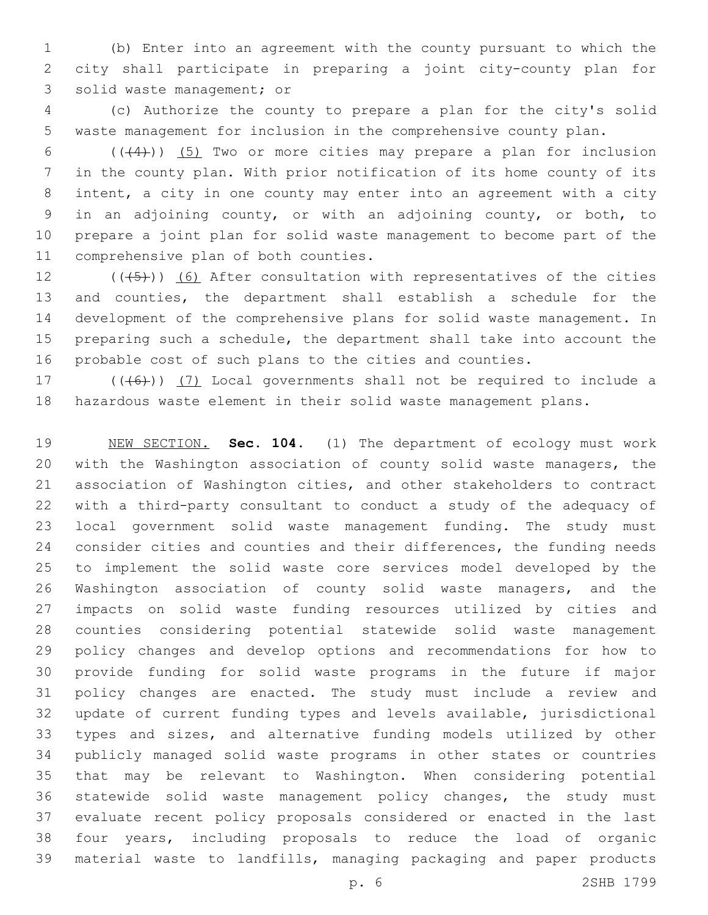(b) Enter into an agreement with the county pursuant to which the city shall participate in preparing a joint city-county plan for solid waste management; or

(c) Authorize the county to prepare a plan for the city's solid waste management for inclusion in the comprehensive county plan.

(((4))) <u>(5)</u> Two or more cities may prepare a plan for inclusion in the county plan. With prior notification of its home county of its intent, a city in one county may enter into an agreement with a city in an adjoining county, or with an adjoining county, or both, to prepare a joint plan for solid waste management to become part of the comprehensive plan of both counties.

(((5))) <u>(6)</u> After consultation with representatives of the cities and counties, the department shall establish a schedule for the development of the comprehensive plans for solid waste management. In preparing such a schedule, the department shall take into account the probable cost of such plans to the cities and counties.

(((6))) <u>(7)</u> Local governments shall not be required to include a hazardous waste element in their solid waste management plans.

<u>NEW SECTION.</u> **Sec. 104.** (1) The department of ecology must work with the Washington association of county solid waste managers, the association of Washington cities, and other stakeholders to contract with a third-party consultant to conduct a study of the adequacy of local government solid waste management funding. The study must consider cities and counties and their differences, the funding needs to implement the solid waste core services model developed by the Washington association of county solid waste managers, and the impacts on solid waste funding resources utilized by cities and counties considering potential statewide solid waste management policy changes and develop options and recommendations for how to provide funding for solid waste programs in the future if major policy changes are enacted. The study must include a review and update of current funding types and levels available, jurisdictional types and sizes, and alternative funding models utilized by other publicly managed solid waste programs in other states or countries that may be relevant to Washington. When considering potential statewide solid waste management policy changes, the study must evaluate recent policy proposals considered or enacted in the last four years, including proposals to reduce the load of organic material waste to landfills, managing packaging and paper products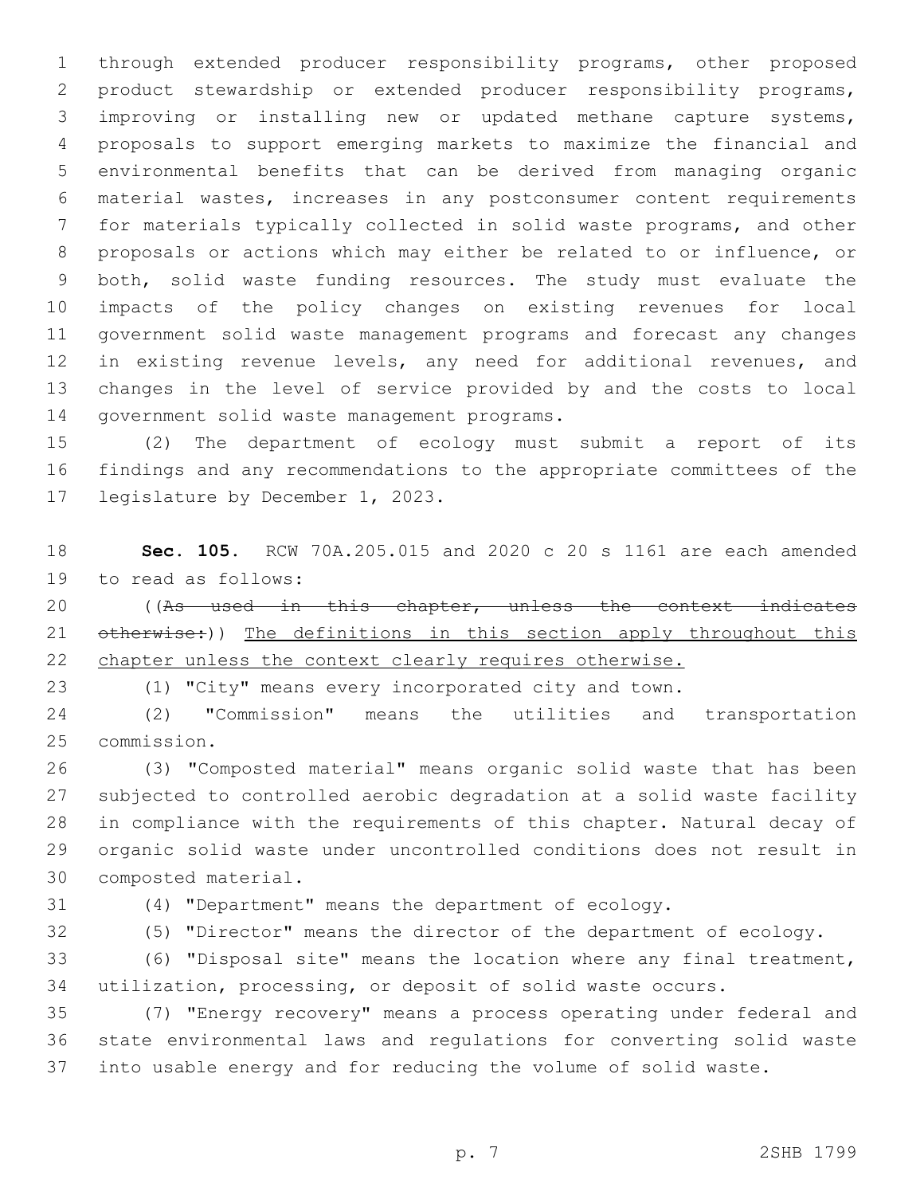through extended producer responsibility programs, other proposed product stewardship or extended producer responsibility programs, improving or installing new or updated methane capture systems, proposals to support emerging markets to maximize the financial and environmental benefits that can be derived from managing organic material wastes, increases in any postconsumer content requirements for materials typically collected in solid waste programs, and other proposals or actions which may either be related to or influence, or both, solid waste funding resources. The study must evaluate the impacts of the policy changes on existing revenues for local government solid waste management programs and forecast any changes in existing revenue levels, any need for additional revenues, and changes in the level of service provided by and the costs to local government solid waste management programs.

(2) The department of ecology must submit a report of its findings and any recommendations to the appropriate committees of the legislature by December 1, 2023.

**Sec. 105.** RCW 70A.205.015 and 2020 c 20 s 1161 are each amended to read as follows:

((~~As used in this chapter, unless the context indicates otherwise:~~)) <u>The definitions in this section apply throughout this chapter unless the context clearly requires otherwise.</u>

(1) "City" means every incorporated city and town.

(2) "Commission" means the utilities and transportation commission.

(3) "Composted material" means organic solid waste that has been subjected to controlled aerobic degradation at a solid waste facility in compliance with the requirements of this chapter. Natural decay of organic solid waste under uncontrolled conditions does not result in composted material.

(4) "Department" means the department of ecology.

(5) "Director" means the director of the department of ecology.

(6) "Disposal site" means the location where any final treatment, utilization, processing, or deposit of solid waste occurs.

(7) "Energy recovery" means a process operating under federal and state environmental laws and regulations for converting solid waste into usable energy and for reducing the volume of solid waste.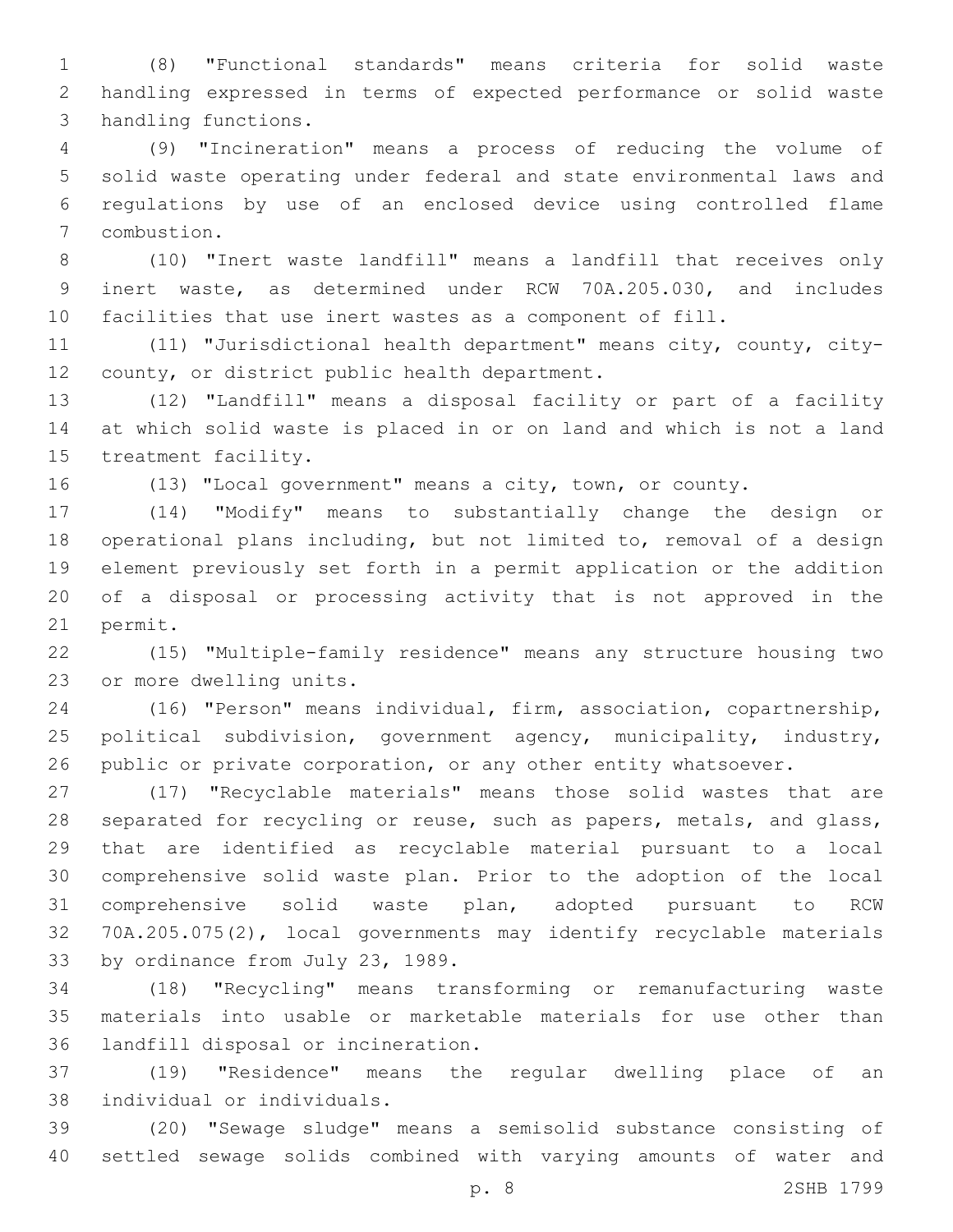(8) "Functional standards" means criteria for solid waste handling expressed in terms of expected performance or solid waste handling functions.

(9) "Incineration" means a process of reducing the volume of solid waste operating under federal and state environmental laws and regulations by use of an enclosed device using controlled flame combustion.

(10) "Inert waste landfill" means a landfill that receives only inert waste, as determined under RCW 70A.205.030, and includes facilities that use inert wastes as a component of fill.

(11) "Jurisdictional health department" means city, county, city-county, or district public health department.

(12) "Landfill" means a disposal facility or part of a facility at which solid waste is placed in or on land and which is not a land treatment facility.

(13) "Local government" means a city, town, or county.

(14) "Modify" means to substantially change the design or operational plans including, but not limited to, removal of a design element previously set forth in a permit application or the addition of a disposal or processing activity that is not approved in the permit.

(15) "Multiple-family residence" means any structure housing two or more dwelling units.

(16) "Person" means individual, firm, association, copartnership, political subdivision, government agency, municipality, industry, public or private corporation, or any other entity whatsoever.

(17) "Recyclable materials" means those solid wastes that are separated for recycling or reuse, such as papers, metals, and glass, that are identified as recyclable material pursuant to a local comprehensive solid waste plan. Prior to the adoption of the local comprehensive solid waste plan, adopted pursuant to RCW 70A.205.075(2), local governments may identify recyclable materials by ordinance from July 23, 1989.

(18) "Recycling" means transforming or remanufacturing waste materials into usable or marketable materials for use other than landfill disposal or incineration.

(19) "Residence" means the regular dwelling place of an individual or individuals.

(20) "Sewage sludge" means a semisolid substance consisting of settled sewage solids combined with varying amounts of water and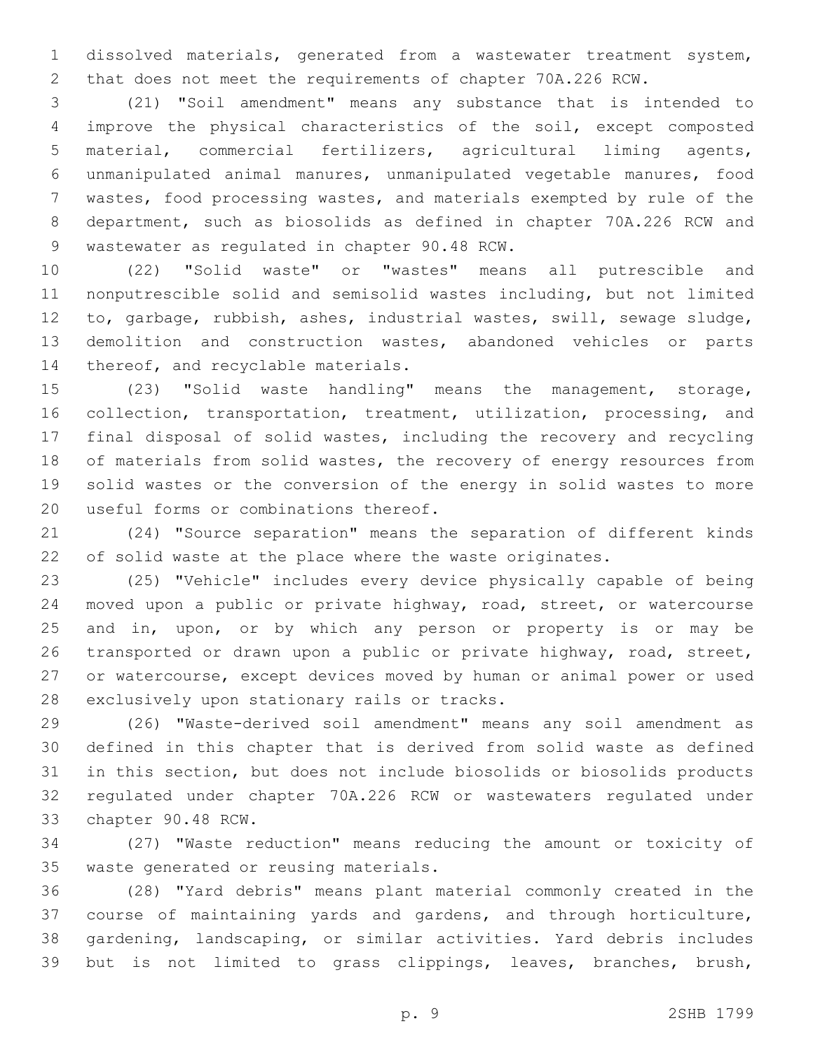dissolved materials, generated from a wastewater treatment system, that does not meet the requirements of chapter 70A.226 RCW.

(21) "Soil amendment" means any substance that is intended to improve the physical characteristics of the soil, except composted material, commercial fertilizers, agricultural liming agents, unmanipulated animal manures, unmanipulated vegetable manures, food wastes, food processing wastes, and materials exempted by rule of the department, such as biosolids as defined in chapter 70A.226 RCW and wastewater as regulated in chapter 90.48 RCW.

(22) "Solid waste" or "wastes" means all putrescible and nonputrescible solid and semisolid wastes including, but not limited to, garbage, rubbish, ashes, industrial wastes, swill, sewage sludge, demolition and construction wastes, abandoned vehicles or parts thereof, and recyclable materials.

(23) "Solid waste handling" means the management, storage, collection, transportation, treatment, utilization, processing, and final disposal of solid wastes, including the recovery and recycling of materials from solid wastes, the recovery of energy resources from solid wastes or the conversion of the energy in solid wastes to more useful forms or combinations thereof.

(24) "Source separation" means the separation of different kinds of solid waste at the place where the waste originates.

(25) "Vehicle" includes every device physically capable of being moved upon a public or private highway, road, street, or watercourse and in, upon, or by which any person or property is or may be transported or drawn upon a public or private highway, road, street, or watercourse, except devices moved by human or animal power or used exclusively upon stationary rails or tracks.

(26) "Waste-derived soil amendment" means any soil amendment as defined in this chapter that is derived from solid waste as defined in this section, but does not include biosolids or biosolids products regulated under chapter 70A.226 RCW or wastewaters regulated under chapter 90.48 RCW.

(27) "Waste reduction" means reducing the amount or toxicity of waste generated or reusing materials.

(28) "Yard debris" means plant material commonly created in the course of maintaining yards and gardens, and through horticulture, gardening, landscaping, or similar activities. Yard debris includes but is not limited to grass clippings, leaves, branches, brush,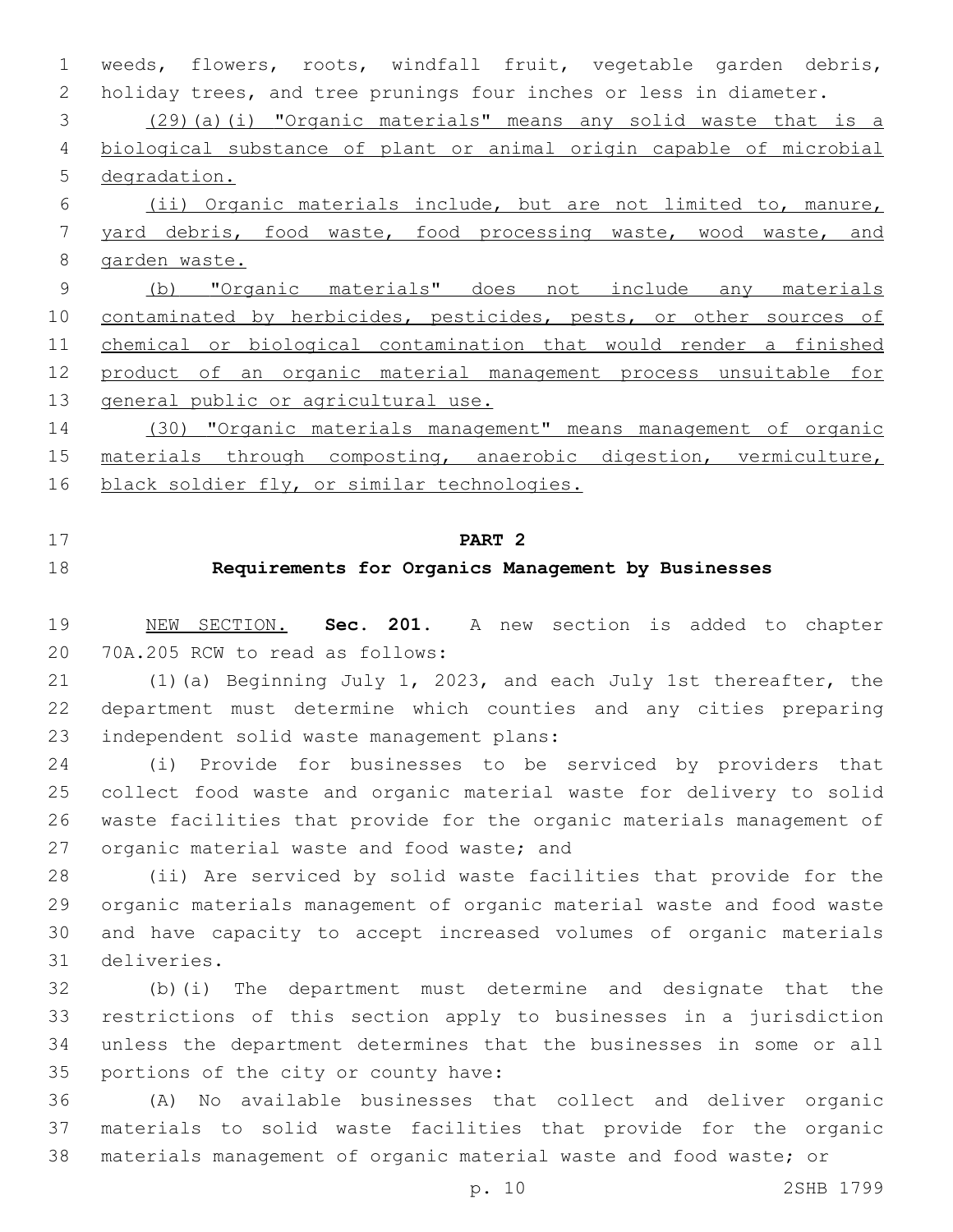weeds, flowers, roots, windfall fruit, vegetable garden debris, holiday trees, and tree prunings four inches or less in diameter.

(29)(a)(i) "Organic materials" means any solid waste that is a biological substance of plant or animal origin capable of microbial degradation.

(ii) Organic materials include, but are not limited to, manure, yard debris, food waste, food processing waste, wood waste, and garden waste.

(b) "Organic materials" does not include any materials contaminated by herbicides, pesticides, pests, or other sources of chemical or biological contamination that would render a finished product of an organic material management process unsuitable for general public or agricultural use.

(30) "Organic materials management" means management of organic materials through composting, anaerobic digestion, vermiculture, black soldier fly, or similar technologies.

## PART 2
## Requirements for Organics Management by Businesses

NEW SECTION. **Sec. 201.** A new section is added to chapter 70A.205 RCW to read as follows:

(1)(a) Beginning July 1, 2023, and each July 1st thereafter, the department must determine which counties and any cities preparing independent solid waste management plans:

(i) Provide for businesses to be serviced by providers that collect food waste and organic material waste for delivery to solid waste facilities that provide for the organic materials management of organic material waste and food waste; and

(ii) Are serviced by solid waste facilities that provide for the organic materials management of organic material waste and food waste and have capacity to accept increased volumes of organic materials deliveries.

(b)(i) The department must determine and designate that the restrictions of this section apply to businesses in a jurisdiction unless the department determines that the businesses in some or all portions of the city or county have:

(A) No available businesses that collect and deliver organic materials to solid waste facilities that provide for the organic materials management of organic material waste and food waste; or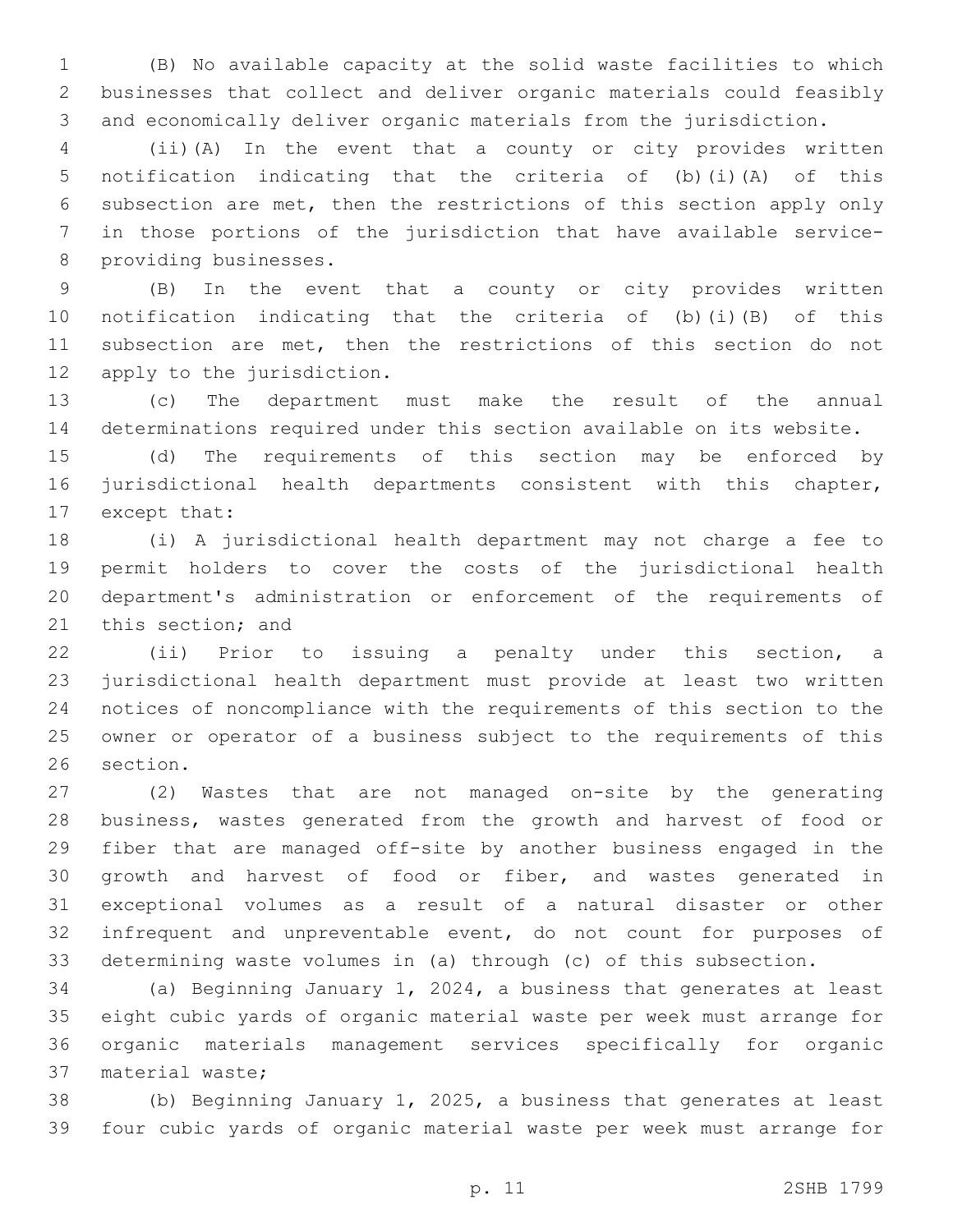(B) No available capacity at the solid waste facilities to which businesses that collect and deliver organic materials could feasibly and economically deliver organic materials from the jurisdiction.

(ii)(A) In the event that a county or city provides written notification indicating that the criteria of (b)(i)(A) of this subsection are met, then the restrictions of this section apply only in those portions of the jurisdiction that have available service-providing businesses.

(B) In the event that a county or city provides written notification indicating that the criteria of (b)(i)(B) of this subsection are met, then the restrictions of this section do not apply to the jurisdiction.

(c) The department must make the result of the annual determinations required under this section available on its website.

(d) The requirements of this section may be enforced by jurisdictional health departments consistent with this chapter, except that:

(i) A jurisdictional health department may not charge a fee to permit holders to cover the costs of the jurisdictional health department's administration or enforcement of the requirements of this section; and

(ii) Prior to issuing a penalty under this section, a jurisdictional health department must provide at least two written notices of noncompliance with the requirements of this section to the owner or operator of a business subject to the requirements of this section.

(2) Wastes that are not managed on-site by the generating business, wastes generated from the growth and harvest of food or fiber that are managed off-site by another business engaged in the growth and harvest of food or fiber, and wastes generated in exceptional volumes as a result of a natural disaster or other infrequent and unpreventable event, do not count for purposes of determining waste volumes in (a) through (c) of this subsection.

(a) Beginning January 1, 2024, a business that generates at least eight cubic yards of organic material waste per week must arrange for organic materials management services specifically for organic material waste;

(b) Beginning January 1, 2025, a business that generates at least four cubic yards of organic material waste per week must arrange for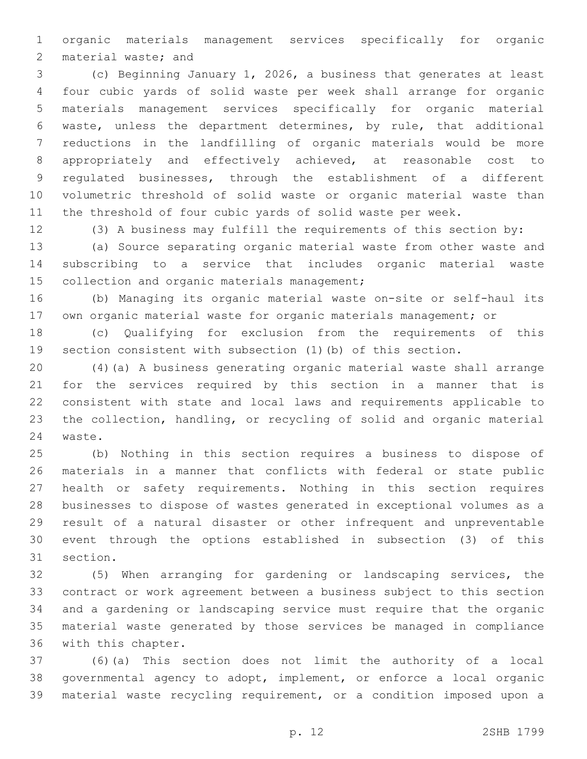organic materials management services specifically for organic material waste; and

(c) Beginning January 1, 2026, a business that generates at least four cubic yards of solid waste per week shall arrange for organic materials management services specifically for organic material waste, unless the department determines, by rule, that additional reductions in the landfilling of organic materials would be more appropriately and effectively achieved, at reasonable cost to regulated businesses, through the establishment of a different volumetric threshold of solid waste or organic material waste than the threshold of four cubic yards of solid waste per week.

(3) A business may fulfill the requirements of this section by:

(a) Source separating organic material waste from other waste and subscribing to a service that includes organic material waste collection and organic materials management;

(b) Managing its organic material waste on-site or self-haul its own organic material waste for organic materials management; or

(c) Qualifying for exclusion from the requirements of this section consistent with subsection (1)(b) of this section.

(4)(a) A business generating organic material waste shall arrange for the services required by this section in a manner that is consistent with state and local laws and requirements applicable to the collection, handling, or recycling of solid and organic material waste.

(b) Nothing in this section requires a business to dispose of materials in a manner that conflicts with federal or state public health or safety requirements. Nothing in this section requires businesses to dispose of wastes generated in exceptional volumes as a result of a natural disaster or other infrequent and unpreventable event through the options established in subsection (3) of this section.

(5) When arranging for gardening or landscaping services, the contract or work agreement between a business subject to this section and a gardening or landscaping service must require that the organic material waste generated by those services be managed in compliance with this chapter.

(6)(a) This section does not limit the authority of a local governmental agency to adopt, implement, or enforce a local organic material waste recycling requirement, or a condition imposed upon a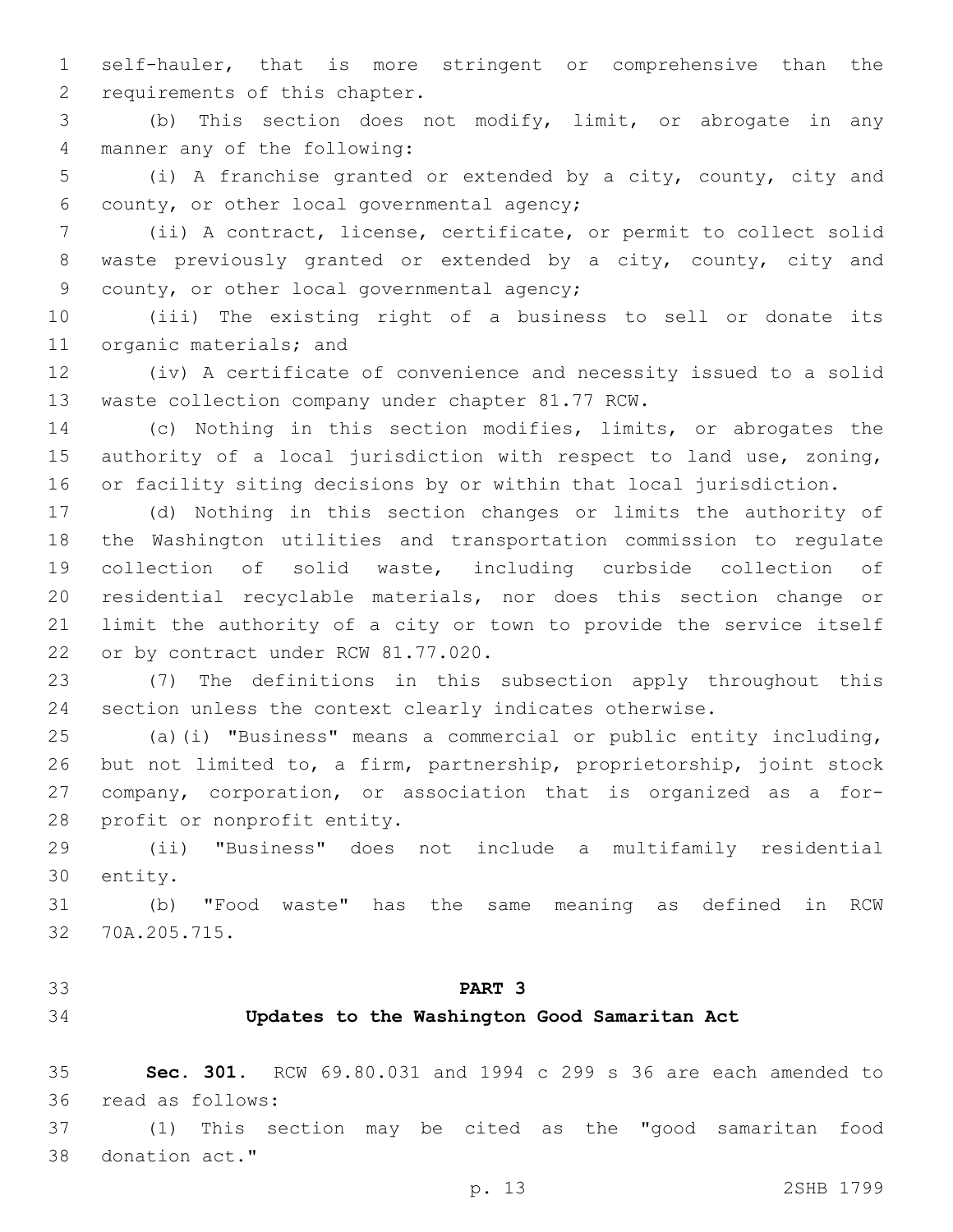self-hauler, that is more stringent or comprehensive than the requirements of this chapter.

(b) This section does not modify, limit, or abrogate in any manner any of the following:

(i) A franchise granted or extended by a city, county, city and county, or other local governmental agency;

(ii) A contract, license, certificate, or permit to collect solid waste previously granted or extended by a city, county, city and county, or other local governmental agency;

(iii) The existing right of a business to sell or donate its organic materials; and

(iv) A certificate of convenience and necessity issued to a solid waste collection company under chapter 81.77 RCW.

(c) Nothing in this section modifies, limits, or abrogates the authority of a local jurisdiction with respect to land use, zoning, or facility siting decisions by or within that local jurisdiction.

(d) Nothing in this section changes or limits the authority of the Washington utilities and transportation commission to regulate collection of solid waste, including curbside collection of residential recyclable materials, nor does this section change or limit the authority of a city or town to provide the service itself or by contract under RCW 81.77.020.

(7) The definitions in this subsection apply throughout this section unless the context clearly indicates otherwise.

(a)(i) "Business" means a commercial or public entity including, but not limited to, a firm, partnership, proprietorship, joint stock company, corporation, or association that is organized as a for-profit or nonprofit entity.

(ii) "Business" does not include a multifamily residential entity.

(b) "Food waste" has the same meaning as defined in RCW 70A.205.715.

## PART 3
## Updates to the Washington Good Samaritan Act

**Sec. 301.** RCW 69.80.031 and 1994 c 299 s 36 are each amended to read as follows:

(1) This section may be cited as the "good samaritan food donation act."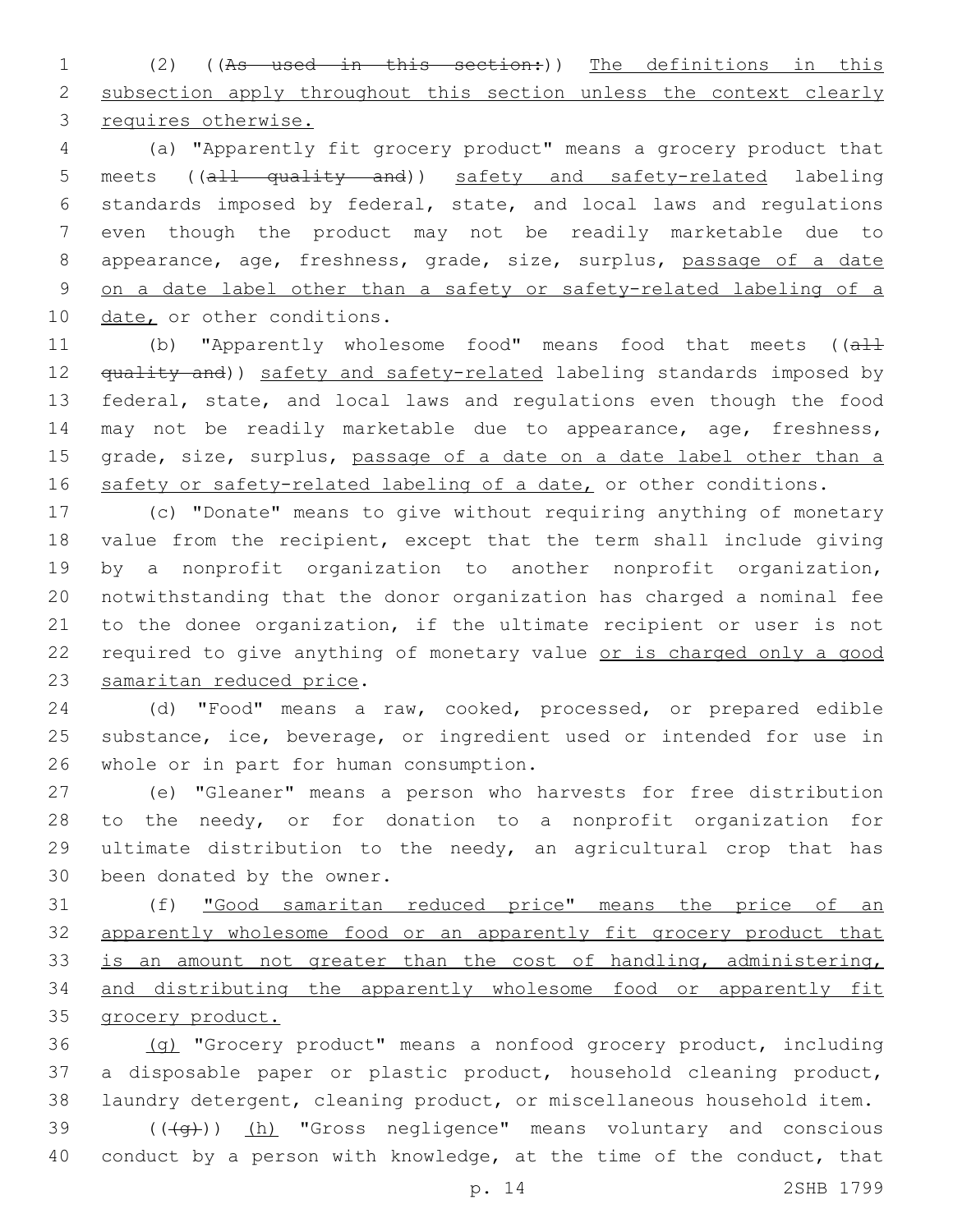(2) ((~~As used in this section:~~)) <u>The definitions in this subsection apply throughout this section unless the context clearly requires otherwise.</u>

(a) "Apparently fit grocery product" means a grocery product that meets ((~~all quality and~~)) <u>safety and safety-related</u> labeling standards imposed by federal, state, and local laws and regulations even though the product may not be readily marketable due to appearance, age, freshness, grade, size, surplus, <u>passage of a date on a date label other than a safety or safety-related labeling of a date,</u> or other conditions.

(b) "Apparently wholesome food" means food that meets ((~~all quality and~~)) <u>safety and safety-related</u> labeling standards imposed by federal, state, and local laws and regulations even though the food may not be readily marketable due to appearance, age, freshness, grade, size, surplus, <u>passage of a date on a date label other than a safety or safety-related labeling of a date,</u> or other conditions.

(c) "Donate" means to give without requiring anything of monetary value from the recipient, except that the term shall include giving by a nonprofit organization to another nonprofit organization, notwithstanding that the donor organization has charged a nominal fee to the donee organization, if the ultimate recipient or user is not required to give anything of monetary value <u>or is charged only a good samaritan reduced price</u>.

(d) "Food" means a raw, cooked, processed, or prepared edible substance, ice, beverage, or ingredient used or intended for use in whole or in part for human consumption.

(e) "Gleaner" means a person who harvests for free distribution to the needy, or for donation to a nonprofit organization for ultimate distribution to the needy, an agricultural crop that has been donated by the owner.

(f) <u>"Good samaritan reduced price" means the price of an apparently wholesome food or an apparently fit grocery product that is an amount not greater than the cost of handling, administering, and distributing the apparently wholesome food or apparently fit grocery product.</u>

<u>(g)</u> "Grocery product" means a nonfood grocery product, including a disposable paper or plastic product, household cleaning product, laundry detergent, cleaning product, or miscellaneous household item.

((~~(g)~~)) <u>(h)</u> "Gross negligence" means voluntary and conscious conduct by a person with knowledge, at the time of the conduct, that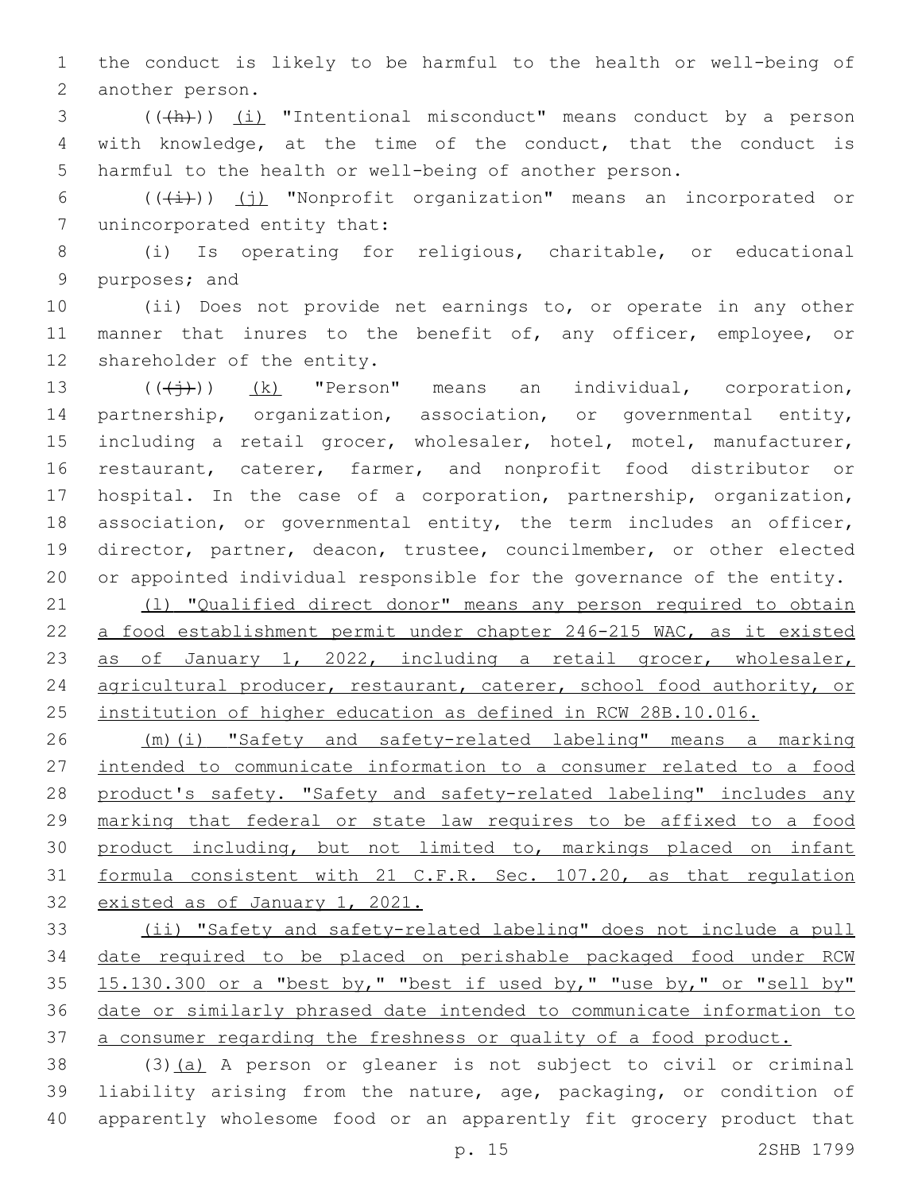the conduct is likely to be harmful to the health or well-being of another person.

((~~(h)~~)) (i) "Intentional misconduct" means conduct by a person with knowledge, at the time of the conduct, that the conduct is harmful to the health or well-being of another person.

((~~(i)~~)) (j) "Nonprofit organization" means an incorporated or unincorporated entity that:

(i) Is operating for religious, charitable, or educational purposes; and

(ii) Does not provide net earnings to, or operate in any other manner that inures to the benefit of, any officer, employee, or shareholder of the entity.

((~~(j)~~)) (k) "Person" means an individual, corporation, partnership, organization, association, or governmental entity, including a retail grocer, wholesaler, hotel, motel, manufacturer, restaurant, caterer, farmer, and nonprofit food distributor or hospital. In the case of a corporation, partnership, organization, association, or governmental entity, the term includes an officer, director, partner, deacon, trustee, councilmember, or other elected or appointed individual responsible for the governance of the entity.

(l) "Qualified direct donor" means any person required to obtain a food establishment permit under chapter 246-215 WAC, as it existed as of January 1, 2022, including a retail grocer, wholesaler, agricultural producer, restaurant, caterer, school food authority, or institution of higher education as defined in RCW 28B.10.016.

(m)(i) "Safety and safety-related labeling" means a marking intended to communicate information to a consumer related to a food product's safety. "Safety and safety-related labeling" includes any marking that federal or state law requires to be affixed to a food product including, but not limited to, markings placed on infant formula consistent with 21 C.F.R. Sec. 107.20, as that regulation existed as of January 1, 2021.

(ii) "Safety and safety-related labeling" does not include a pull date required to be placed on perishable packaged food under RCW 15.130.300 or a "best by," "best if used by," "use by," or "sell by" date or similarly phrased date intended to communicate information to a consumer regarding the freshness or quality of a food product.

(3)(a) A person or gleaner is not subject to civil or criminal liability arising from the nature, age, packaging, or condition of apparently wholesome food or an apparently fit grocery product that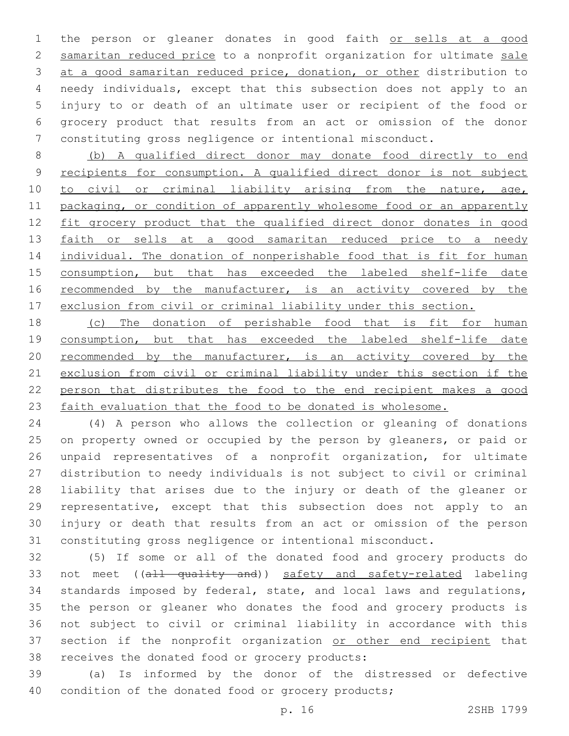the person or gleaner donates in good faith <u>or sells at a good samaritan reduced price</u> to a nonprofit organization for ultimate <u>sale at a good samaritan reduced price, donation, or other</u> distribution to needy individuals, except that this subsection does not apply to an injury to or death of an ultimate user or recipient of the food or grocery product that results from an act or omission of the donor constituting gross negligence or intentional misconduct.

<u>(b) A qualified direct donor may donate food directly to end recipients for consumption. A qualified direct donor is not subject to civil or criminal liability arising from the nature, age, packaging, or condition of apparently wholesome food or an apparently fit grocery product that the qualified direct donor donates in good faith or sells at a good samaritan reduced price to a needy individual. The donation of nonperishable food that is fit for human consumption, but that has exceeded the labeled shelf-life date recommended by the manufacturer, is an activity covered by the exclusion from civil or criminal liability under this section.</u>

<u>(c) The donation of perishable food that is fit for human consumption, but that has exceeded the labeled shelf-life date recommended by the manufacturer, is an activity covered by the exclusion from civil or criminal liability under this section if the person that distributes the food to the end recipient makes a good faith evaluation that the food to be donated is wholesome.</u>

(4) A person who allows the collection or gleaning of donations on property owned or occupied by the person by gleaners, or paid or unpaid representatives of a nonprofit organization, for ultimate distribution to needy individuals is not subject to civil or criminal liability that arises due to the injury or death of the gleaner or representative, except that this subsection does not apply to an injury or death that results from an act or omission of the person constituting gross negligence or intentional misconduct.

(5) If some or all of the donated food and grocery products do not meet ((~~all quality and~~)) <u>safety and safety-related</u> labeling standards imposed by federal, state, and local laws and regulations, the person or gleaner who donates the food and grocery products is not subject to civil or criminal liability in accordance with this section if the nonprofit organization <u>or other end recipient</u> that receives the donated food or grocery products:

(a) Is informed by the donor of the distressed or defective condition of the donated food or grocery products;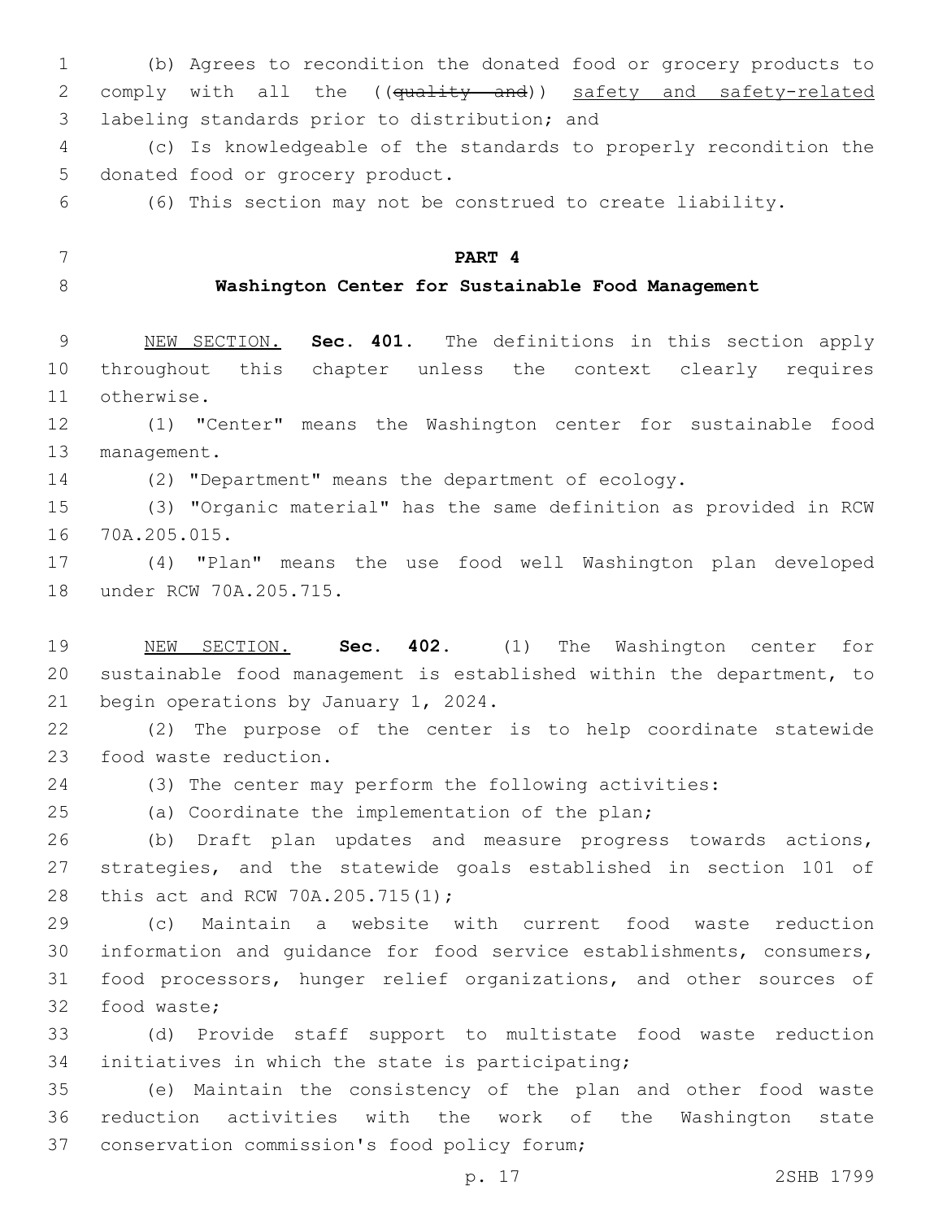(b) Agrees to recondition the donated food or grocery products to comply with all the ((~~quality and~~)) <u>safety and safety-related</u> labeling standards prior to distribution; and

(c) Is knowledgeable of the standards to properly recondition the donated food or grocery product.

(6) This section may not be construed to create liability.

**PART 4**

**Washington Center for Sustainable Food Management**

<u>NEW SECTION.</u> **Sec. 401.** The definitions in this section apply throughout this chapter unless the context clearly requires otherwise.

(1) "Center" means the Washington center for sustainable food management.

(2) "Department" means the department of ecology.

(3) "Organic material" has the same definition as provided in RCW 70A.205.015.

(4) "Plan" means the use food well Washington plan developed under RCW 70A.205.715.

<u>NEW SECTION.</u> **Sec. 402.** (1) The Washington center for sustainable food management is established within the department, to begin operations by January 1, 2024.

(2) The purpose of the center is to help coordinate statewide food waste reduction.

(3) The center may perform the following activities:

(a) Coordinate the implementation of the plan;

(b) Draft plan updates and measure progress towards actions, strategies, and the statewide goals established in section 101 of this act and RCW 70A.205.715(1);

(c) Maintain a website with current food waste reduction information and guidance for food service establishments, consumers, food processors, hunger relief organizations, and other sources of food waste;

(d) Provide staff support to multistate food waste reduction initiatives in which the state is participating;

(e) Maintain the consistency of the plan and other food waste reduction activities with the work of the Washington state conservation commission's food policy forum;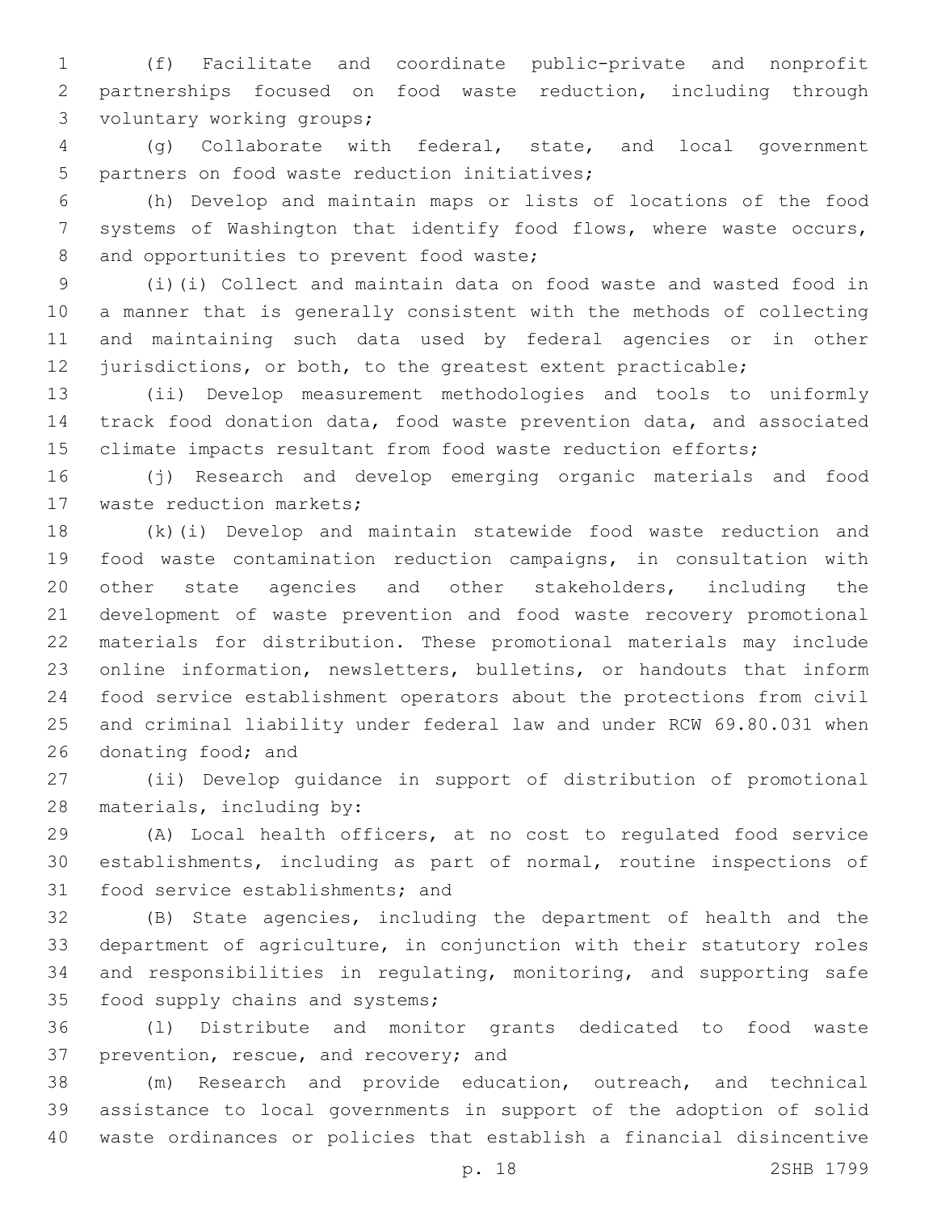(f) Facilitate and coordinate public-private and nonprofit partnerships focused on food waste reduction, including through voluntary working groups;

(g) Collaborate with federal, state, and local government partners on food waste reduction initiatives;

(h) Develop and maintain maps or lists of locations of the food systems of Washington that identify food flows, where waste occurs, and opportunities to prevent food waste;

(i)(i) Collect and maintain data on food waste and wasted food in a manner that is generally consistent with the methods of collecting and maintaining such data used by federal agencies or in other jurisdictions, or both, to the greatest extent practicable;

(ii) Develop measurement methodologies and tools to uniformly track food donation data, food waste prevention data, and associated climate impacts resultant from food waste reduction efforts;

(j) Research and develop emerging organic materials and food waste reduction markets;

(k)(i) Develop and maintain statewide food waste reduction and food waste contamination reduction campaigns, in consultation with other state agencies and other stakeholders, including the development of waste prevention and food waste recovery promotional materials for distribution. These promotional materials may include online information, newsletters, bulletins, or handouts that inform food service establishment operators about the protections from civil and criminal liability under federal law and under RCW 69.80.031 when donating food; and

(ii) Develop guidance in support of distribution of promotional materials, including by:

(A) Local health officers, at no cost to regulated food service establishments, including as part of normal, routine inspections of food service establishments; and

(B) State agencies, including the department of health and the department of agriculture, in conjunction with their statutory roles and responsibilities in regulating, monitoring, and supporting safe food supply chains and systems;

(l) Distribute and monitor grants dedicated to food waste prevention, rescue, and recovery; and

(m) Research and provide education, outreach, and technical assistance to local governments in support of the adoption of solid waste ordinances or policies that establish a financial disincentive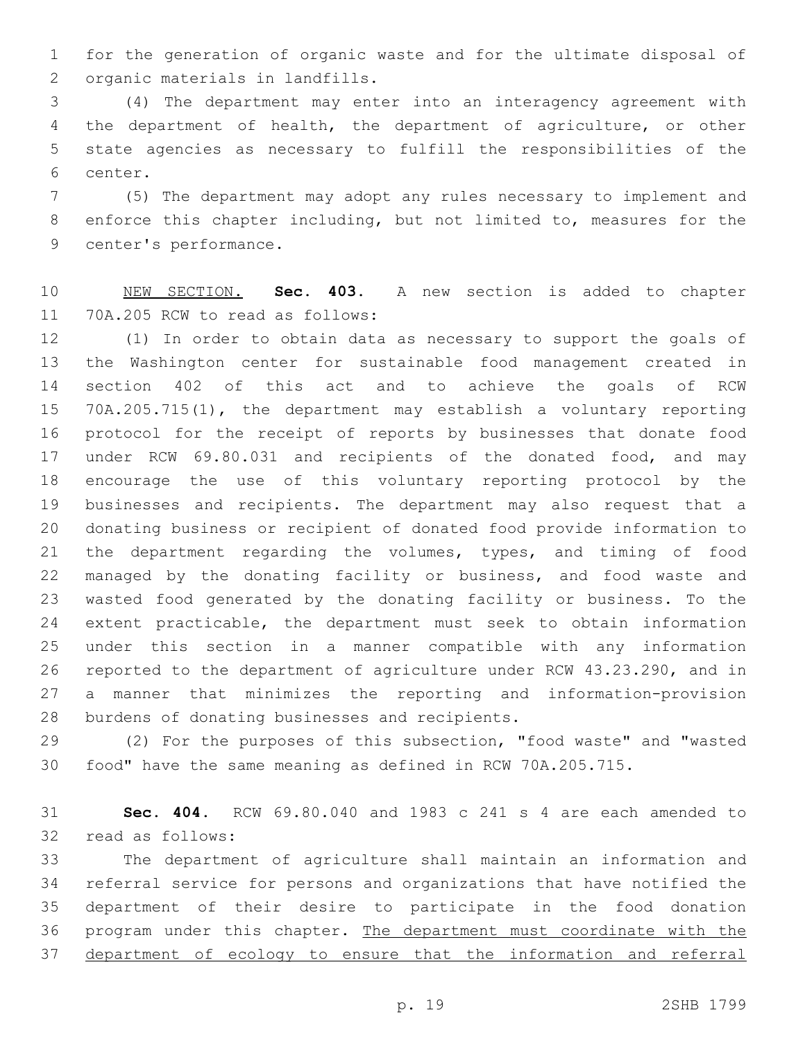for the generation of organic waste and for the ultimate disposal of organic materials in landfills.

(4) The department may enter into an interagency agreement with the department of health, the department of agriculture, or other state agencies as necessary to fulfill the responsibilities of the center.

(5) The department may adopt any rules necessary to implement and enforce this chapter including, but not limited to, measures for the center's performance.

NEW SECTION. **Sec. 403.** A new section is added to chapter 70A.205 RCW to read as follows:

(1) In order to obtain data as necessary to support the goals of the Washington center for sustainable food management created in section 402 of this act and to achieve the goals of RCW 70A.205.715(1), the department may establish a voluntary reporting protocol for the receipt of reports by businesses that donate food under RCW 69.80.031 and recipients of the donated food, and may encourage the use of this voluntary reporting protocol by the businesses and recipients. The department may also request that a donating business or recipient of donated food provide information to the department regarding the volumes, types, and timing of food managed by the donating facility or business, and food waste and wasted food generated by the donating facility or business. To the extent practicable, the department must seek to obtain information under this section in a manner compatible with any information reported to the department of agriculture under RCW 43.23.290, and in a manner that minimizes the reporting and information-provision burdens of donating businesses and recipients.

(2) For the purposes of this subsection, "food waste" and "wasted food" have the same meaning as defined in RCW 70A.205.715.

**Sec. 404.** RCW 69.80.040 and 1983 c 241 s 4 are each amended to read as follows:

The department of agriculture shall maintain an information and referral service for persons and organizations that have notified the department of their desire to participate in the food donation program under this chapter. <u>The department must coordinate with the department of ecology to ensure that the information and referral</u>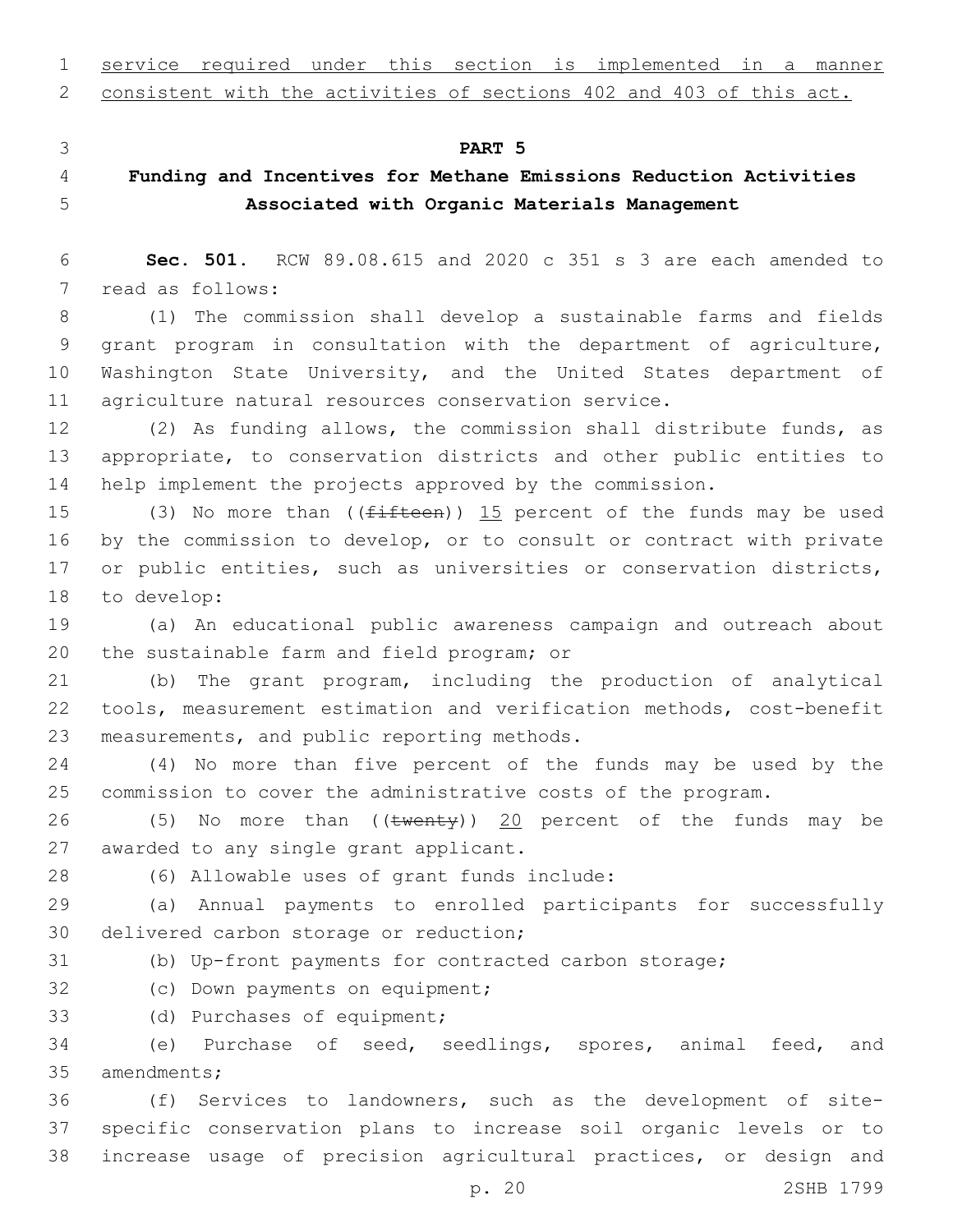service required under this section is implemented in a manner consistent with the activities of sections 402 and 403 of this act.

## PART 5

## Funding and Incentives for Methane Emissions Reduction Activities Associated with Organic Materials Management

**Sec. 501.** RCW 89.08.615 and 2020 c 351 s 3 are each amended to read as follows:

(1) The commission shall develop a sustainable farms and fields grant program in consultation with the department of agriculture, Washington State University, and the United States department of agriculture natural resources conservation service.

(2) As funding allows, the commission shall distribute funds, as appropriate, to conservation districts and other public entities to help implement the projects approved by the commission.

(3) No more than ((~~fifteen~~)) 15 percent of the funds may be used by the commission to develop, or to consult or contract with private or public entities, such as universities or conservation districts, to develop:

(a) An educational public awareness campaign and outreach about the sustainable farm and field program; or

(b) The grant program, including the production of analytical tools, measurement estimation and verification methods, cost-benefit measurements, and public reporting methods.

(4) No more than five percent of the funds may be used by the commission to cover the administrative costs of the program.

(5) No more than ((~~twenty~~)) 20 percent of the funds may be awarded to any single grant applicant.

(6) Allowable uses of grant funds include:

(a) Annual payments to enrolled participants for successfully delivered carbon storage or reduction;

(b) Up-front payments for contracted carbon storage;

(c) Down payments on equipment;

(d) Purchases of equipment;

(e) Purchase of seed, seedlings, spores, animal feed, and amendments;

(f) Services to landowners, such as the development of site-specific conservation plans to increase soil organic levels or to increase usage of precision agricultural practices, or design and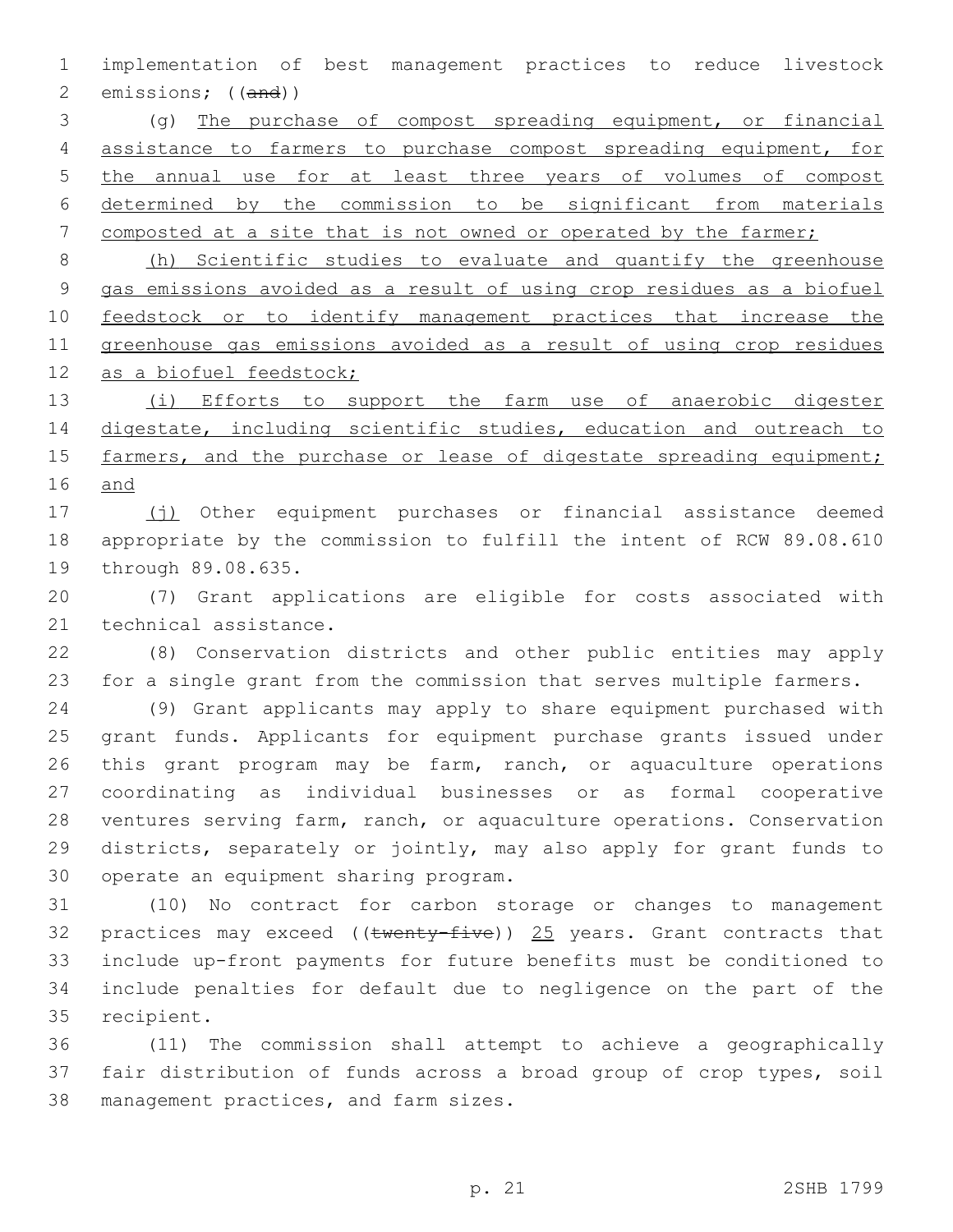implementation of best management practices to reduce livestock emissions; ((~~and~~))

(g) <u>The purchase of compost spreading equipment, or financial assistance to farmers to purchase compost spreading equipment, for the annual use for at least three years of volumes of compost determined by the commission to be significant from materials composted at a site that is not owned or operated by the farmer;</u>

<u>(h) Scientific studies to evaluate and quantify the greenhouse gas emissions avoided as a result of using crop residues as a biofuel feedstock or to identify management practices that increase the greenhouse gas emissions avoided as a result of using crop residues as a biofuel feedstock;</u>

<u>(i) Efforts to support the farm use of anaerobic digester digestate, including scientific studies, education and outreach to farmers, and the purchase or lease of digestate spreading equipment; and</u>

<u>(j)</u> Other equipment purchases or financial assistance deemed appropriate by the commission to fulfill the intent of RCW 89.08.610 through 89.08.635.

(7) Grant applications are eligible for costs associated with technical assistance.

(8) Conservation districts and other public entities may apply for a single grant from the commission that serves multiple farmers.

(9) Grant applicants may apply to share equipment purchased with grant funds. Applicants for equipment purchase grants issued under this grant program may be farm, ranch, or aquaculture operations coordinating as individual businesses or as formal cooperative ventures serving farm, ranch, or aquaculture operations. Conservation districts, separately or jointly, may also apply for grant funds to operate an equipment sharing program.

(10) No contract for carbon storage or changes to management practices may exceed ((~~twenty-five~~)) <u>25</u> years. Grant contracts that include up-front payments for future benefits must be conditioned to include penalties for default due to negligence on the part of the recipient.

(11) The commission shall attempt to achieve a geographically fair distribution of funds across a broad group of crop types, soil management practices, and farm sizes.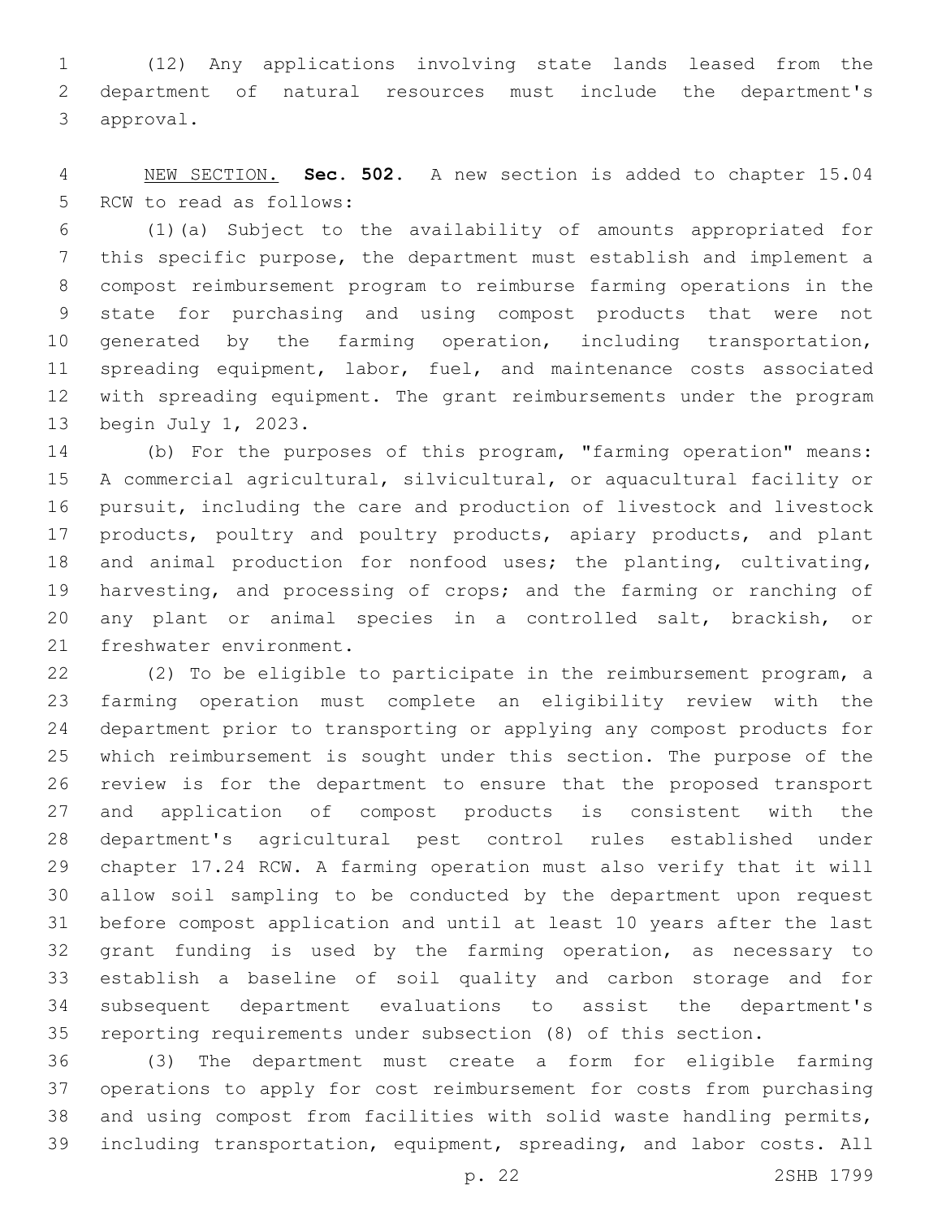(12) Any applications involving state lands leased from the department of natural resources must include the department's approval.

NEW SECTION. **Sec. 502.** A new section is added to chapter 15.04 RCW to read as follows:

(1)(a) Subject to the availability of amounts appropriated for this specific purpose, the department must establish and implement a compost reimbursement program to reimburse farming operations in the state for purchasing and using compost products that were not generated by the farming operation, including transportation, spreading equipment, labor, fuel, and maintenance costs associated with spreading equipment. The grant reimbursements under the program begin July 1, 2023.

(b) For the purposes of this program, "farming operation" means: A commercial agricultural, silvicultural, or aquacultural facility or pursuit, including the care and production of livestock and livestock products, poultry and poultry products, apiary products, and plant and animal production for nonfood uses; the planting, cultivating, harvesting, and processing of crops; and the farming or ranching of any plant or animal species in a controlled salt, brackish, or freshwater environment.

(2) To be eligible to participate in the reimbursement program, a farming operation must complete an eligibility review with the department prior to transporting or applying any compost products for which reimbursement is sought under this section. The purpose of the review is for the department to ensure that the proposed transport and application of compost products is consistent with the department's agricultural pest control rules established under chapter 17.24 RCW. A farming operation must also verify that it will allow soil sampling to be conducted by the department upon request before compost application and until at least 10 years after the last grant funding is used by the farming operation, as necessary to establish a baseline of soil quality and carbon storage and for subsequent department evaluations to assist the department's reporting requirements under subsection (8) of this section.

(3) The department must create a form for eligible farming operations to apply for cost reimbursement for costs from purchasing and using compost from facilities with solid waste handling permits, including transportation, equipment, spreading, and labor costs. All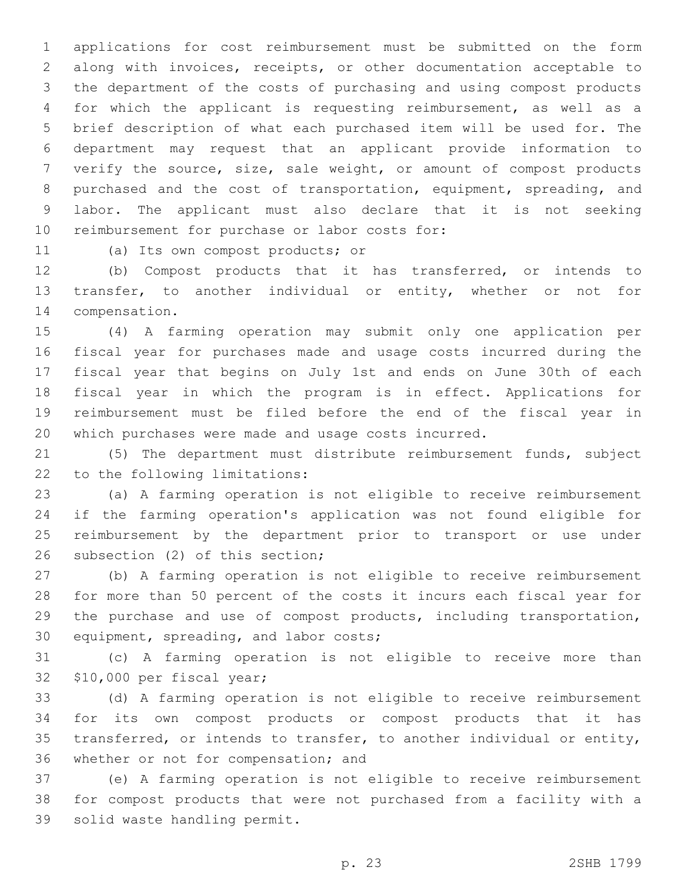applications for cost reimbursement must be submitted on the form along with invoices, receipts, or other documentation acceptable to the department of the costs of purchasing and using compost products for which the applicant is requesting reimbursement, as well as a brief description of what each purchased item will be used for. The department may request that an applicant provide information to verify the source, size, sale weight, or amount of compost products purchased and the cost of transportation, equipment, spreading, and labor. The applicant must also declare that it is not seeking reimbursement for purchase or labor costs for:

(a) Its own compost products; or

(b) Compost products that it has transferred, or intends to transfer, to another individual or entity, whether or not for compensation.

(4) A farming operation may submit only one application per fiscal year for purchases made and usage costs incurred during the fiscal year that begins on July 1st and ends on June 30th of each fiscal year in which the program is in effect. Applications for reimbursement must be filed before the end of the fiscal year in which purchases were made and usage costs incurred.

(5) The department must distribute reimbursement funds, subject to the following limitations:

(a) A farming operation is not eligible to receive reimbursement if the farming operation's application was not found eligible for reimbursement by the department prior to transport or use under subsection (2) of this section;

(b) A farming operation is not eligible to receive reimbursement for more than 50 percent of the costs it incurs each fiscal year for the purchase and use of compost products, including transportation, equipment, spreading, and labor costs;

(c) A farming operation is not eligible to receive more than $10,000 per fiscal year;

(d) A farming operation is not eligible to receive reimbursement for its own compost products or compost products that it has transferred, or intends to transfer, to another individual or entity, whether or not for compensation; and

(e) A farming operation is not eligible to receive reimbursement for compost products that were not purchased from a facility with a solid waste handling permit.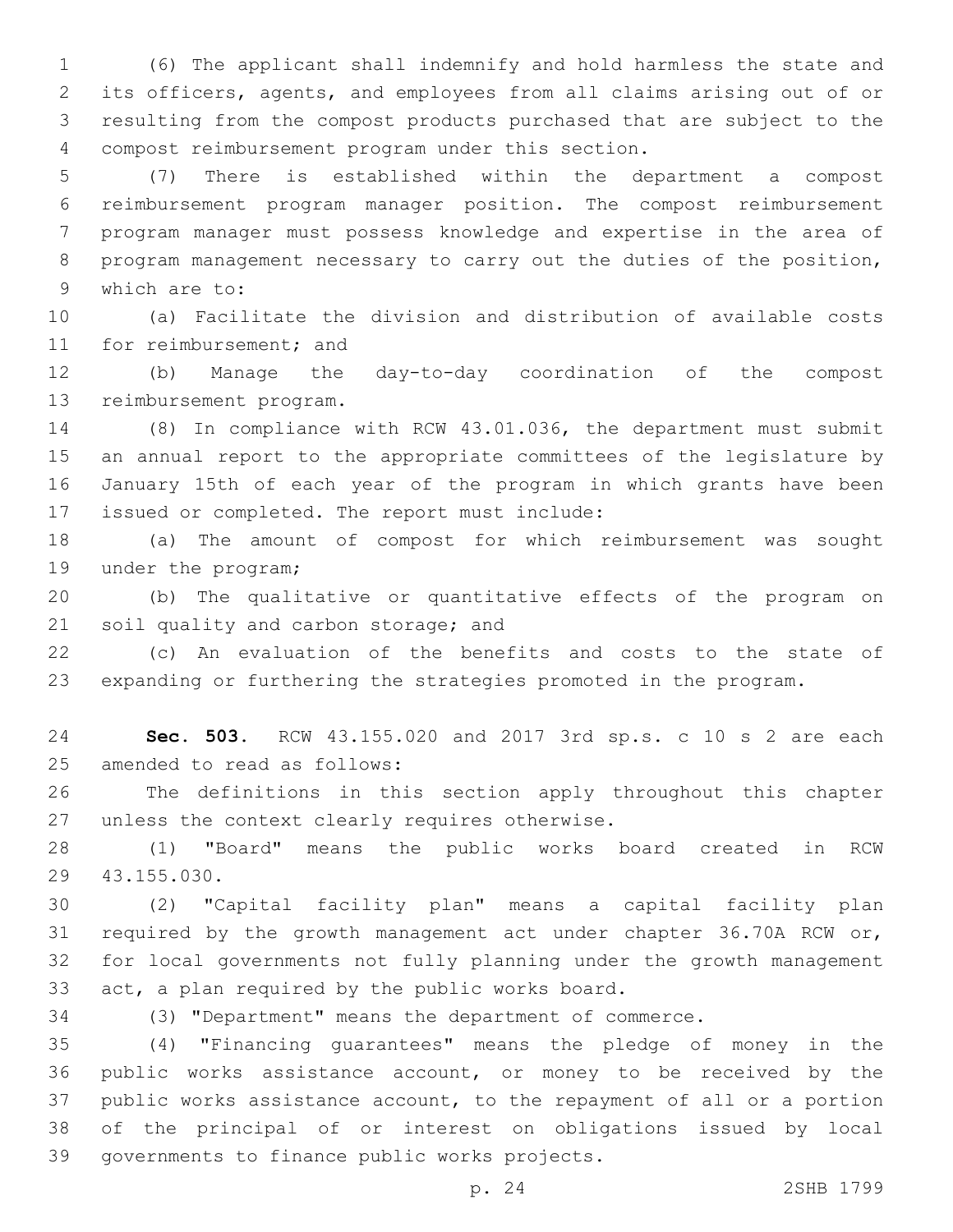(6) The applicant shall indemnify and hold harmless the state and its officers, agents, and employees from all claims arising out of or resulting from the compost products purchased that are subject to the compost reimbursement program under this section.

(7) There is established within the department a compost reimbursement program manager position. The compost reimbursement program manager must possess knowledge and expertise in the area of program management necessary to carry out the duties of the position, which are to:

(a) Facilitate the division and distribution of available costs for reimbursement; and

(b) Manage the day-to-day coordination of the compost reimbursement program.

(8) In compliance with RCW 43.01.036, the department must submit an annual report to the appropriate committees of the legislature by January 15th of each year of the program in which grants have been issued or completed. The report must include:

(a) The amount of compost for which reimbursement was sought under the program;

(b) The qualitative or quantitative effects of the program on soil quality and carbon storage; and

(c) An evaluation of the benefits and costs to the state of expanding or furthering the strategies promoted in the program.

**Sec. 503.** RCW 43.155.020 and 2017 3rd sp.s. c 10 s 2 are each amended to read as follows:

The definitions in this section apply throughout this chapter unless the context clearly requires otherwise.

(1) "Board" means the public works board created in RCW 43.155.030.

(2) "Capital facility plan" means a capital facility plan required by the growth management act under chapter 36.70A RCW or, for local governments not fully planning under the growth management act, a plan required by the public works board.

(3) "Department" means the department of commerce.

(4) "Financing guarantees" means the pledge of money in the public works assistance account, or money to be received by the public works assistance account, to the repayment of all or a portion of the principal of or interest on obligations issued by local governments to finance public works projects.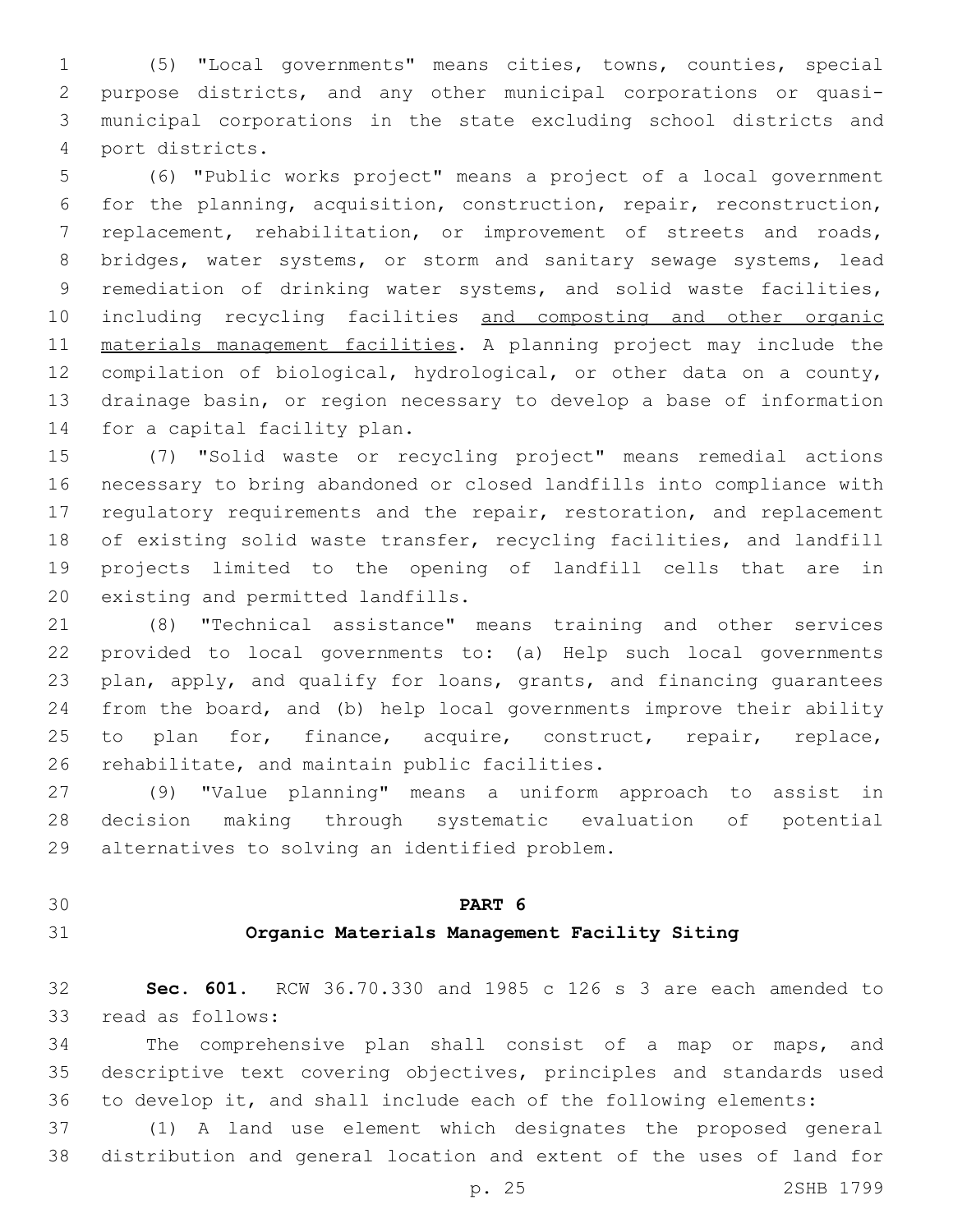(5) "Local governments" means cities, towns, counties, special purpose districts, and any other municipal corporations or quasi-municipal corporations in the state excluding school districts and port districts.

(6) "Public works project" means a project of a local government for the planning, acquisition, construction, repair, reconstruction, replacement, rehabilitation, or improvement of streets and roads, bridges, water systems, or storm and sanitary sewage systems, lead remediation of drinking water systems, and solid waste facilities, including recycling facilities <u>and composting and other organic materials management facilities</u>. A planning project may include the compilation of biological, hydrological, or other data on a county, drainage basin, or region necessary to develop a base of information for a capital facility plan.

(7) "Solid waste or recycling project" means remedial actions necessary to bring abandoned or closed landfills into compliance with regulatory requirements and the repair, restoration, and replacement of existing solid waste transfer, recycling facilities, and landfill projects limited to the opening of landfill cells that are in existing and permitted landfills.

(8) "Technical assistance" means training and other services provided to local governments to: (a) Help such local governments plan, apply, and qualify for loans, grants, and financing guarantees from the board, and (b) help local governments improve their ability to plan for, finance, acquire, construct, repair, replace, rehabilitate, and maintain public facilities.

(9) "Value planning" means a uniform approach to assist in decision making through systematic evaluation of potential alternatives to solving an identified problem.

## PART 6

## Organic Materials Management Facility Siting

**Sec. 601.** RCW 36.70.330 and 1985 c 126 s 3 are each amended to read as follows:

The comprehensive plan shall consist of a map or maps, and descriptive text covering objectives, principles and standards used to develop it, and shall include each of the following elements:

(1) A land use element which designates the proposed general distribution and general location and extent of the uses of land for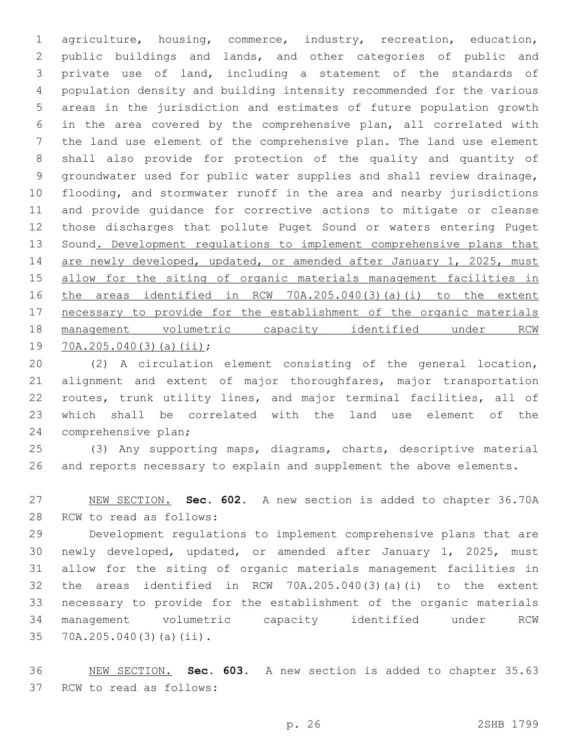agriculture, housing, commerce, industry, recreation, education, public buildings and lands, and other categories of public and private use of land, including a statement of the standards of population density and building intensity recommended for the various areas in the jurisdiction and estimates of future population growth in the area covered by the comprehensive plan, all correlated with the land use element of the comprehensive plan. The land use element shall also provide for protection of the quality and quantity of groundwater used for public water supplies and shall review drainage, flooding, and stormwater runoff in the area and nearby jurisdictions and provide guidance for corrective actions to mitigate or cleanse those discharges that pollute Puget Sound or waters entering Puget Sound. Development regulations to implement comprehensive plans that are newly developed, updated, or amended after January 1, 2025, must allow for the siting of organic materials management facilities in the areas identified in RCW 70A.205.040(3)(a)(i) to the extent necessary to provide for the establishment of the organic materials management volumetric capacity identified under RCW 70A.205.040(3)(a)(ii);

(2) A circulation element consisting of the general location, alignment and extent of major thoroughfares, major transportation routes, trunk utility lines, and major terminal facilities, all of which shall be correlated with the land use element of the comprehensive plan;

(3) Any supporting maps, diagrams, charts, descriptive material and reports necessary to explain and supplement the above elements.

NEW SECTION. **Sec. 602.** A new section is added to chapter 36.70A RCW to read as follows:

Development regulations to implement comprehensive plans that are newly developed, updated, or amended after January 1, 2025, must allow for the siting of organic materials management facilities in the areas identified in RCW 70A.205.040(3)(a)(i) to the extent necessary to provide for the establishment of the organic materials management volumetric capacity identified under RCW 70A.205.040(3)(a)(ii).

NEW SECTION. **Sec. 603.** A new section is added to chapter 35.63 RCW to read as follows: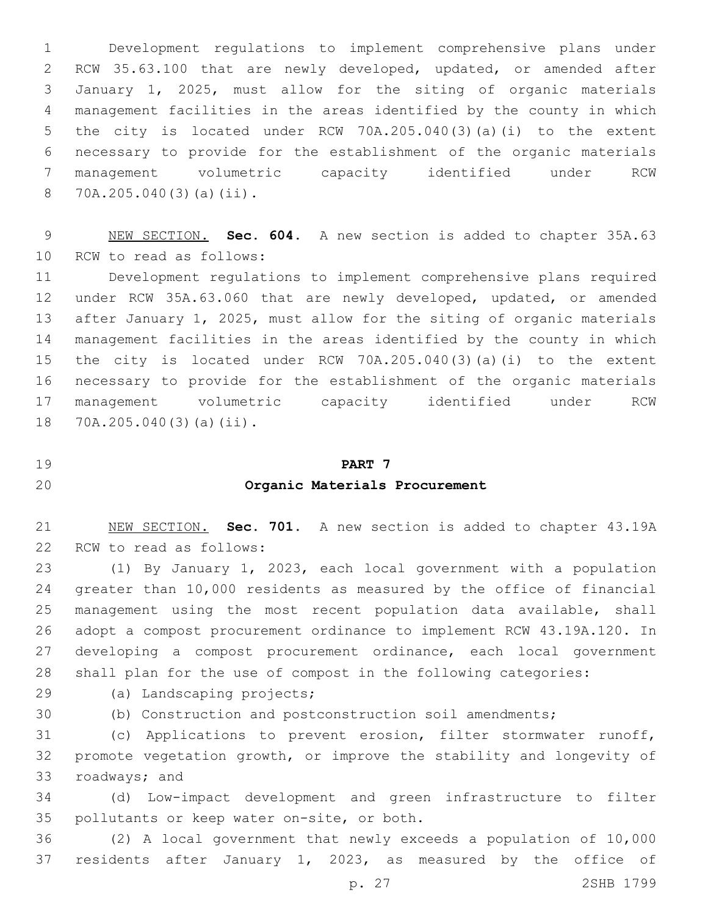Development regulations to implement comprehensive plans under RCW 35.63.100 that are newly developed, updated, or amended after January 1, 2025, must allow for the siting of organic materials management facilities in the areas identified by the county in which the city is located under RCW 70A.205.040(3)(a)(i) to the extent necessary to provide for the establishment of the organic materials management volumetric capacity identified under RCW 70A.205.040(3)(a)(ii).

NEW SECTION. **Sec. 604.** A new section is added to chapter 35A.63 RCW to read as follows:

Development regulations to implement comprehensive plans required under RCW 35A.63.060 that are newly developed, updated, or amended after January 1, 2025, must allow for the siting of organic materials management facilities in the areas identified by the county in which the city is located under RCW 70A.205.040(3)(a)(i) to the extent necessary to provide for the establishment of the organic materials management volumetric capacity identified under RCW 70A.205.040(3)(a)(ii).

## PART 7
## Organic Materials Procurement

NEW SECTION. **Sec. 701.** A new section is added to chapter 43.19A RCW to read as follows:

(1) By January 1, 2023, each local government with a population greater than 10,000 residents as measured by the office of financial management using the most recent population data available, shall adopt a compost procurement ordinance to implement RCW 43.19A.120. In developing a compost procurement ordinance, each local government shall plan for the use of compost in the following categories:

(a) Landscaping projects;

(b) Construction and postconstruction soil amendments;

(c) Applications to prevent erosion, filter stormwater runoff, promote vegetation growth, or improve the stability and longevity of roadways; and

(d) Low-impact development and green infrastructure to filter pollutants or keep water on-site, or both.

(2) A local government that newly exceeds a population of 10,000 residents after January 1, 2023, as measured by the office of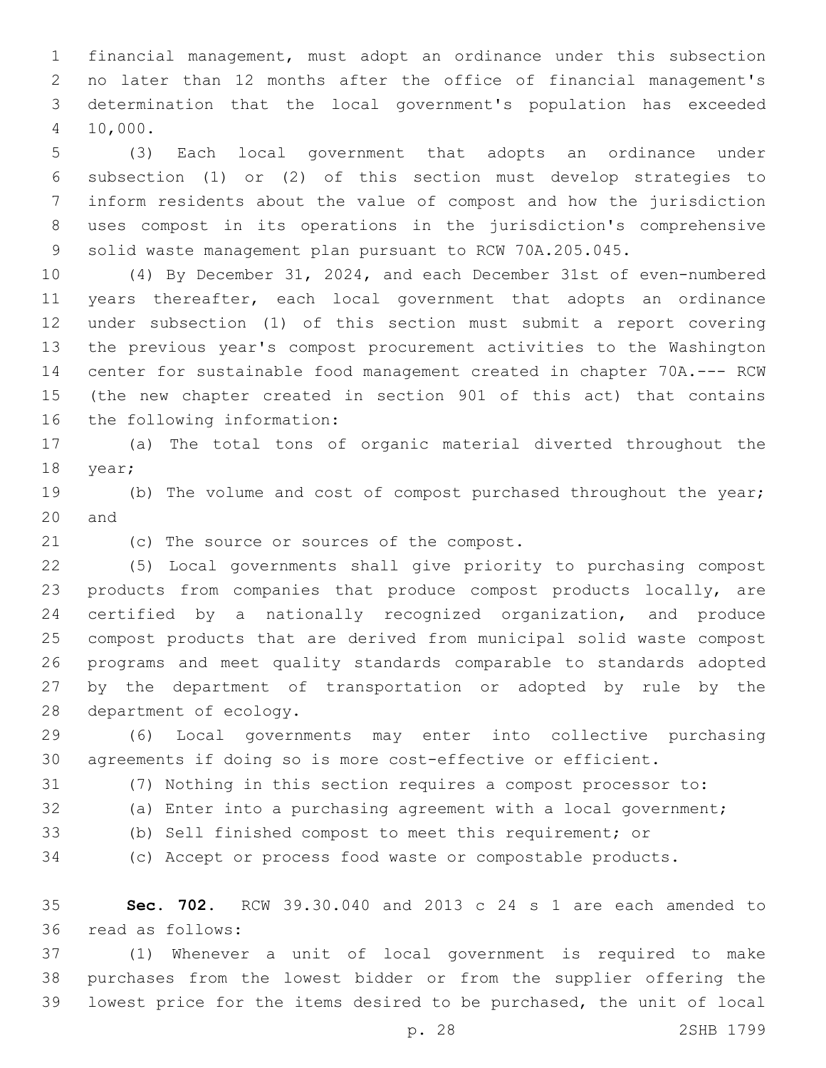financial management, must adopt an ordinance under this subsection no later than 12 months after the office of financial management's determination that the local government's population has exceeded 10,000.

(3) Each local government that adopts an ordinance under subsection (1) or (2) of this section must develop strategies to inform residents about the value of compost and how the jurisdiction uses compost in its operations in the jurisdiction's comprehensive solid waste management plan pursuant to RCW 70A.205.045.

(4) By December 31, 2024, and each December 31st of even-numbered years thereafter, each local government that adopts an ordinance under subsection (1) of this section must submit a report covering the previous year's compost procurement activities to the Washington center for sustainable food management created in chapter 70A.--- RCW (the new chapter created in section 901 of this act) that contains the following information:

(a) The total tons of organic material diverted throughout the year;

(b) The volume and cost of compost purchased throughout the year; and

(c) The source or sources of the compost.

(5) Local governments shall give priority to purchasing compost products from companies that produce compost products locally, are certified by a nationally recognized organization, and produce compost products that are derived from municipal solid waste compost programs and meet quality standards comparable to standards adopted by the department of transportation or adopted by rule by the department of ecology.

(6) Local governments may enter into collective purchasing agreements if doing so is more cost-effective or efficient.

(7) Nothing in this section requires a compost processor to:

(a) Enter into a purchasing agreement with a local government;

(b) Sell finished compost to meet this requirement; or

(c) Accept or process food waste or compostable products.

**Sec. 702.** RCW 39.30.040 and 2013 c 24 s 1 are each amended to read as follows:

(1) Whenever a unit of local government is required to make purchases from the lowest bidder or from the supplier offering the lowest price for the items desired to be purchased, the unit of local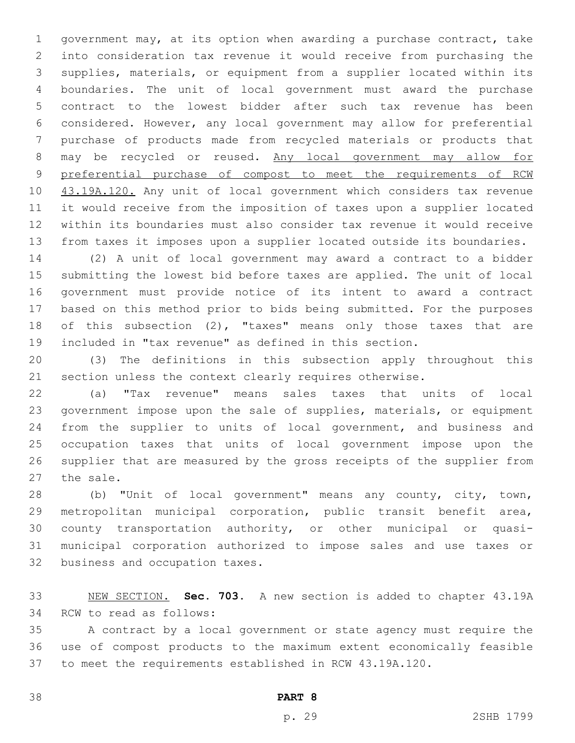government may, at its option when awarding a purchase contract, take into consideration tax revenue it would receive from purchasing the supplies, materials, or equipment from a supplier located within its boundaries. The unit of local government must award the purchase contract to the lowest bidder after such tax revenue has been considered. However, any local government may allow for preferential purchase of products made from recycled materials or products that may be recycled or reused. <u>Any local government may allow for preferential purchase of compost to meet the requirements of RCW 43.19A.120.</u> Any unit of local government which considers tax revenue it would receive from the imposition of taxes upon a supplier located within its boundaries must also consider tax revenue it would receive from taxes it imposes upon a supplier located outside its boundaries.

(2) A unit of local government may award a contract to a bidder submitting the lowest bid before taxes are applied. The unit of local government must provide notice of its intent to award a contract based on this method prior to bids being submitted. For the purposes of this subsection (2), "taxes" means only those taxes that are included in "tax revenue" as defined in this section.

(3) The definitions in this subsection apply throughout this section unless the context clearly requires otherwise.

(a) "Tax revenue" means sales taxes that units of local government impose upon the sale of supplies, materials, or equipment from the supplier to units of local government, and business and occupation taxes that units of local government impose upon the supplier that are measured by the gross receipts of the supplier from the sale.

(b) "Unit of local government" means any county, city, town, metropolitan municipal corporation, public transit benefit area, county transportation authority, or other municipal or quasi-municipal corporation authorized to impose sales and use taxes or business and occupation taxes.

<u>NEW SECTION.</u> **Sec. 703.** A new section is added to chapter 43.19A RCW to read as follows:

A contract by a local government or state agency must require the use of compost products to the maximum extent economically feasible to meet the requirements established in RCW 43.19A.120.

**PART 8**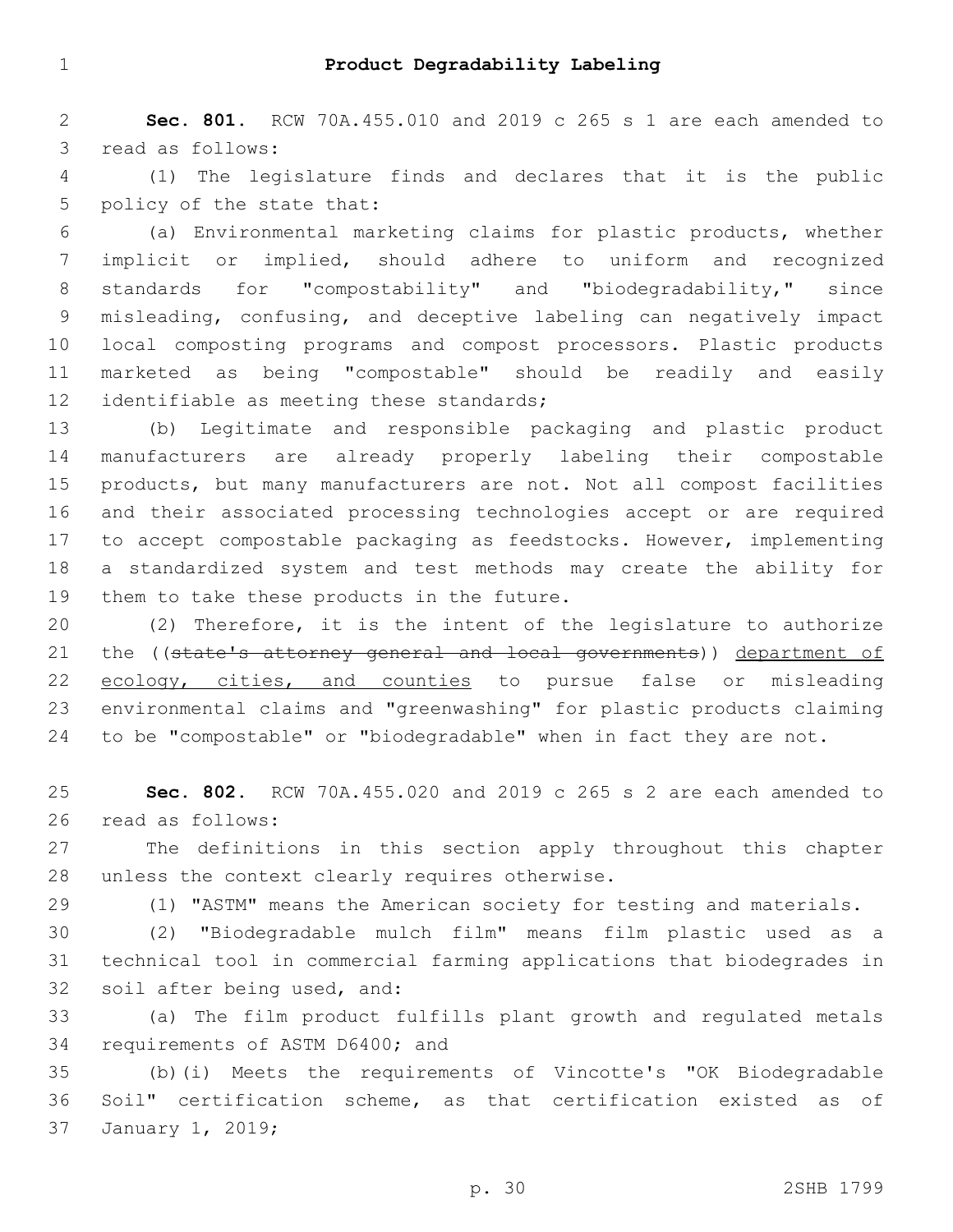# Product Degradability Labeling

**Sec. 801.** RCW 70A.455.010 and 2019 c 265 s 1 are each amended to read as follows:

(1) The legislature finds and declares that it is the public policy of the state that:

(a) Environmental marketing claims for plastic products, whether implicit or implied, should adhere to uniform and recognized standards for "compostability" and "biodegradability," since misleading, confusing, and deceptive labeling can negatively impact local composting programs and compost processors. Plastic products marketed as being "compostable" should be readily and easily identifiable as meeting these standards;

(b) Legitimate and responsible packaging and plastic product manufacturers are already properly labeling their compostable products, but many manufacturers are not. Not all compost facilities and their associated processing technologies accept or are required to accept compostable packaging as feedstocks. However, implementing a standardized system and test methods may create the ability for them to take these products in the future.

(2) Therefore, it is the intent of the legislature to authorize the ((~~state's attorney general and local governments~~)) <u>department of ecology, cities, and counties</u> to pursue false or misleading environmental claims and "greenwashing" for plastic products claiming to be "compostable" or "biodegradable" when in fact they are not.

**Sec. 802.** RCW 70A.455.020 and 2019 c 265 s 2 are each amended to read as follows:

The definitions in this section apply throughout this chapter unless the context clearly requires otherwise.

(1) "ASTM" means the American society for testing and materials.

(2) "Biodegradable mulch film" means film plastic used as a technical tool in commercial farming applications that biodegrades in soil after being used, and:

(a) The film product fulfills plant growth and regulated metals requirements of ASTM D6400; and

(b)(i) Meets the requirements of Vincotte's "OK Biodegradable Soil" certification scheme, as that certification existed as of January 1, 2019;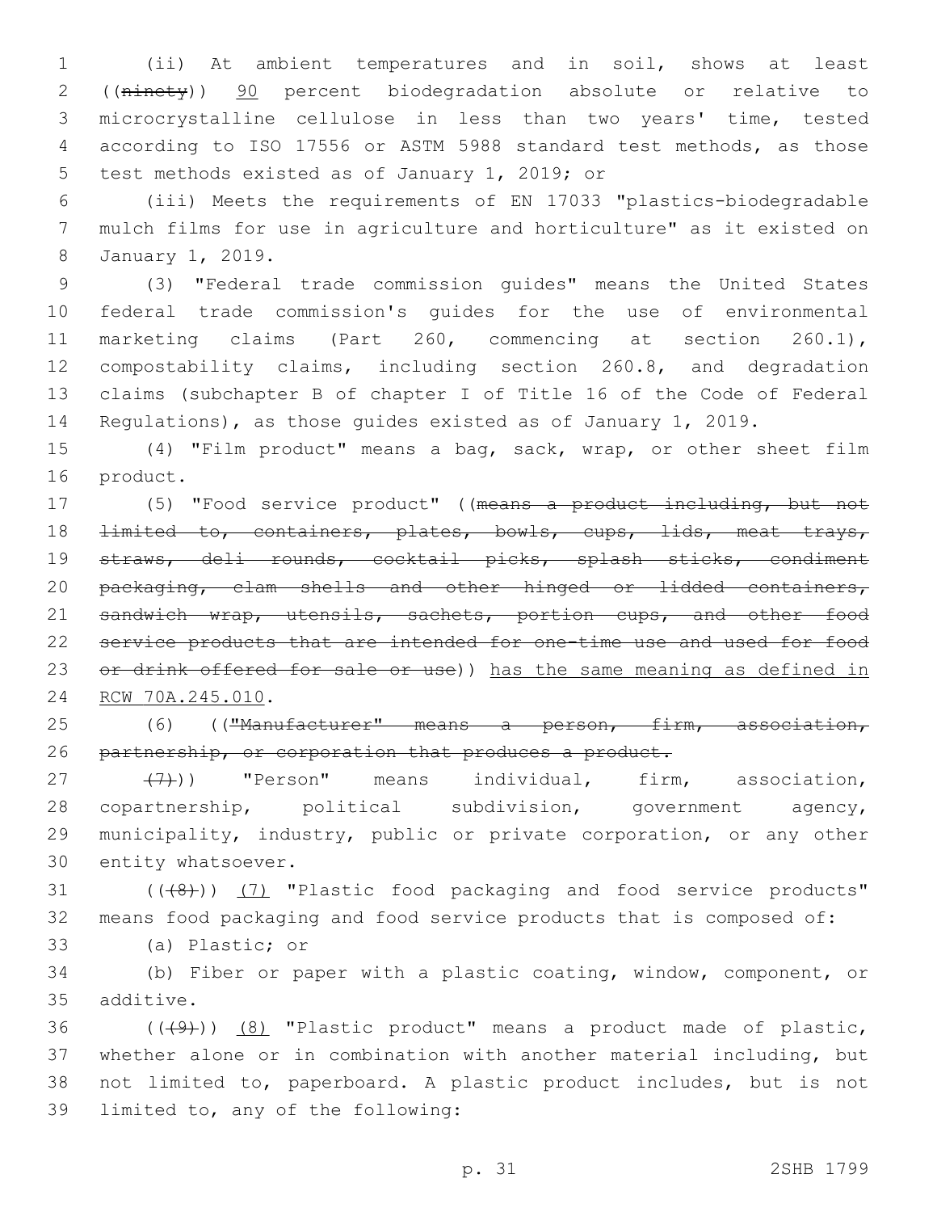(ii) At ambient temperatures and in soil, shows at least ((~~ninety~~)) <u>90</u> percent biodegradation absolute or relative to microcrystalline cellulose in less than two years' time, tested according to ISO 17556 or ASTM 5988 standard test methods, as those test methods existed as of January 1, 2019; or

(iii) Meets the requirements of EN 17033 "plastics-biodegradable mulch films for use in agriculture and horticulture" as it existed on January 1, 2019.

(3) "Federal trade commission guides" means the United States federal trade commission's guides for the use of environmental marketing claims (Part 260, commencing at section 260.1), compostability claims, including section 260.8, and degradation claims (subchapter B of chapter I of Title 16 of the Code of Federal Regulations), as those guides existed as of January 1, 2019.

(4) "Film product" means a bag, sack, wrap, or other sheet film product.

(5) "Food service product" ((~~means a product including, but not limited to, containers, plates, bowls, cups, lids, meat trays, straws, deli rounds, cocktail picks, splash sticks, condiment packaging, clam shells and other hinged or lidded containers, sandwich wrap, utensils, sachets, portion cups, and other food service products that are intended for one-time use and used for food or drink offered for sale or use~~)) <u>has the same meaning as defined in RCW 70A.245.010</u>.

(6) ((~~"Manufacturer" means a person, firm, association, partnership, or corporation that produces a product.~~

~~(7)~~)) "Person" means individual, firm, association, copartnership, political subdivision, government agency, municipality, industry, public or private corporation, or any other entity whatsoever.

((~~(8)~~)) <u>(7)</u> "Plastic food packaging and food service products" means food packaging and food service products that is composed of:

(a) Plastic; or

(b) Fiber or paper with a plastic coating, window, component, or additive.

((~~(9)~~)) <u>(8)</u> "Plastic product" means a product made of plastic, whether alone or in combination with another material including, but not limited to, paperboard. A plastic product includes, but is not limited to, any of the following: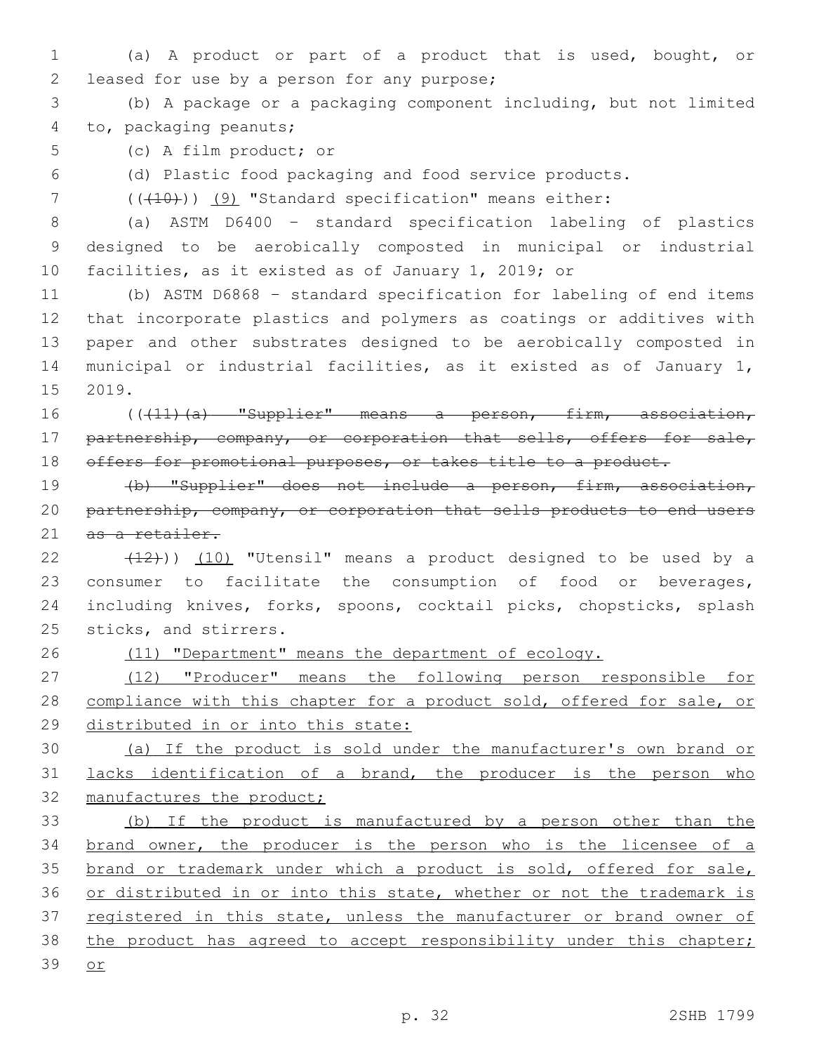(a) A product or part of a product that is used, bought, or leased for use by a person for any purpose;

(b) A package or a packaging component including, but not limited to, packaging peanuts;

(c) A film product; or

(d) Plastic food packaging and food service products.

~~((~~(10)~~))~~ <u>(9)</u> "Standard specification" means either:

(a) ASTM D6400 - standard specification labeling of plastics designed to be aerobically composted in municipal or industrial facilities, as it existed as of January 1, 2019; or

(b) ASTM D6868 - standard specification for labeling of end items that incorporate plastics and polymers as coatings or additives with paper and other substrates designed to be aerobically composted in municipal or industrial facilities, as it existed as of January 1, 2019.

((~~(11)(a) "Supplier" means a person, firm, association, partnership, company, or corporation that sells, offers for sale, offers for promotional purposes, or takes title to a product.~~

~~(b) "Supplier" does not include a person, firm, association, partnership, company, or corporation that sells products to end users as a retailer.~~

~~(12)~~)) <u>(10)</u> "Utensil" means a product designed to be used by a consumer to facilitate the consumption of food or beverages, including knives, forks, spoons, cocktail picks, chopsticks, splash sticks, and stirrers.

<u>(11) "Department" means the department of ecology.</u>

<u>(12) "Producer" means the following person responsible for compliance with this chapter for a product sold, offered for sale, or distributed in or into this state:</u>

<u>(a) If the product is sold under the manufacturer's own brand or lacks identification of a brand, the producer is the person who manufactures the product;</u>

<u>(b) If the product is manufactured by a person other than the brand owner, the producer is the person who is the licensee of a brand or trademark under which a product is sold, offered for sale, or distributed in or into this state, whether or not the trademark is registered in this state, unless the manufacturer or brand owner of the product has agreed to accept responsibility under this chapter; or</u>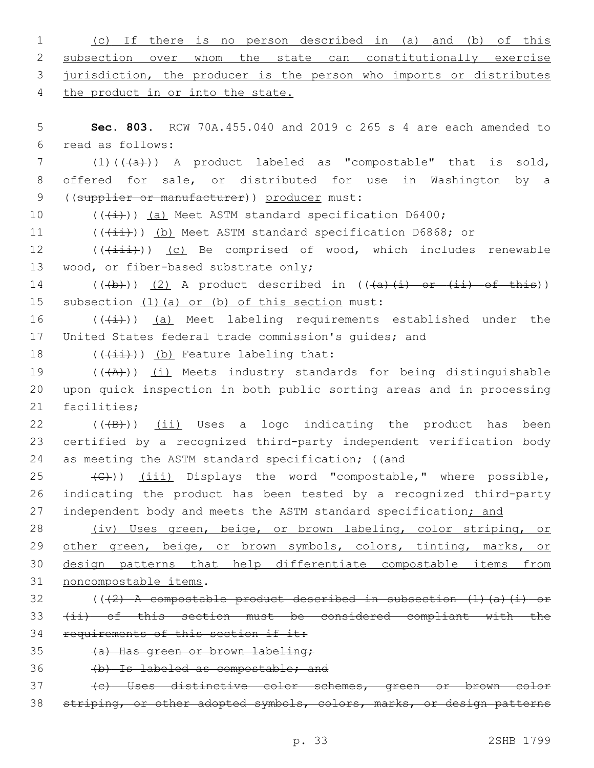(c) If there is no person described in (a) and (b) of this subsection over whom the state can constitutionally exercise jurisdiction, the producer is the person who imports or distributes the product in or into the state.

**Sec. 803.** RCW 70A.455.040 and 2019 c 265 s 4 are each amended to read as follows:

(1)((~~(a)~~)) A product labeled as "compostable" that is sold, offered for sale, or distributed for use in Washington by a ((~~supplier or manufacturer~~)) producer must:

((~~(i)~~)) (a) Meet ASTM standard specification D6400;

((~~(ii)~~)) (b) Meet ASTM standard specification D6868; or

((~~(iii)~~)) (c) Be comprised of wood, which includes renewable wood, or fiber-based substrate only;

((~~(b)~~)) (2) A product described in ((~~(a)(i) or (ii) of this~~)) subsection (1)(a) or (b) of this section must:

((~~(i)~~)) (a) Meet labeling requirements established under the United States federal trade commission's guides; and

((~~(ii)~~)) (b) Feature labeling that:

((~~(A)~~)) (i) Meets industry standards for being distinguishable upon quick inspection in both public sorting areas and in processing facilities;

((~~(B)~~)) (ii) Uses a logo indicating the product has been certified by a recognized third-party independent verification body as meeting the ASTM standard specification; ((~~and~~

~~(C)~~)) (iii) Displays the word "compostable," where possible, indicating the product has been tested by a recognized third-party independent body and meets the ASTM standard specification; and

(iv) Uses green, beige, or brown labeling, color striping, or other green, beige, or brown symbols, colors, tinting, marks, or design patterns that help differentiate compostable items from noncompostable items.

((~~(2) A compostable product described in subsection (1)(a)(i) or (ii) of this section must be considered compliant with the requirements of this section if it:~~

~~(a) Has green or brown labeling;~~

~~(b) Is labeled as compostable; and~~

~~(c) Uses distinctive color schemes, green or brown color striping, or other adopted symbols, colors, marks, or design patterns~~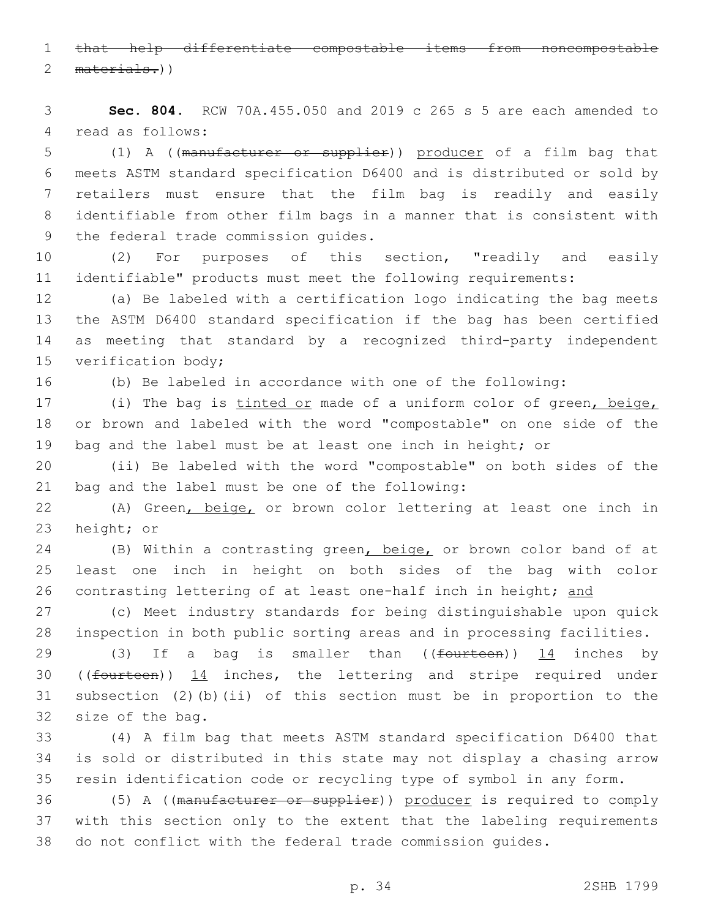~~that help differentiate compostable items from noncompostable materials.~~))

**Sec. 804.** RCW 70A.455.050 and 2019 c 265 s 5 are each amended to read as follows:

(1) A ((~~manufacturer or supplier~~)) <u>producer</u> of a film bag that meets ASTM standard specification D6400 and is distributed or sold by retailers must ensure that the film bag is readily and easily identifiable from other film bags in a manner that is consistent with the federal trade commission guides.

(2) For purposes of this section, "readily and easily identifiable" products must meet the following requirements:

(a) Be labeled with a certification logo indicating the bag meets the ASTM D6400 standard specification if the bag has been certified as meeting that standard by a recognized third-party independent verification body;

(b) Be labeled in accordance with one of the following:

(i) The bag is <u>tinted or</u> made of a uniform color of green<u>, beige,</u> or brown and labeled with the word "compostable" on one side of the bag and the label must be at least one inch in height; or

(ii) Be labeled with the word "compostable" on both sides of the bag and the label must be one of the following:

(A) Green<u>, beige,</u> or brown color lettering at least one inch in height; or

(B) Within a contrasting green<u>, beige,</u> or brown color band of at least one inch in height on both sides of the bag with color contrasting lettering of at least one-half inch in height; <u>and</u>

(c) Meet industry standards for being distinguishable upon quick inspection in both public sorting areas and in processing facilities.

(3) If a bag is smaller than ((~~fourteen~~)) <u>14</u> inches by ((~~fourteen~~)) <u>14</u> inches, the lettering and stripe required under subsection (2)(b)(ii) of this section must be in proportion to the size of the bag.

(4) A film bag that meets ASTM standard specification D6400 that is sold or distributed in this state may not display a chasing arrow resin identification code or recycling type of symbol in any form.

(5) A ((~~manufacturer or supplier~~)) <u>producer</u> is required to comply with this section only to the extent that the labeling requirements do not conflict with the federal trade commission guides.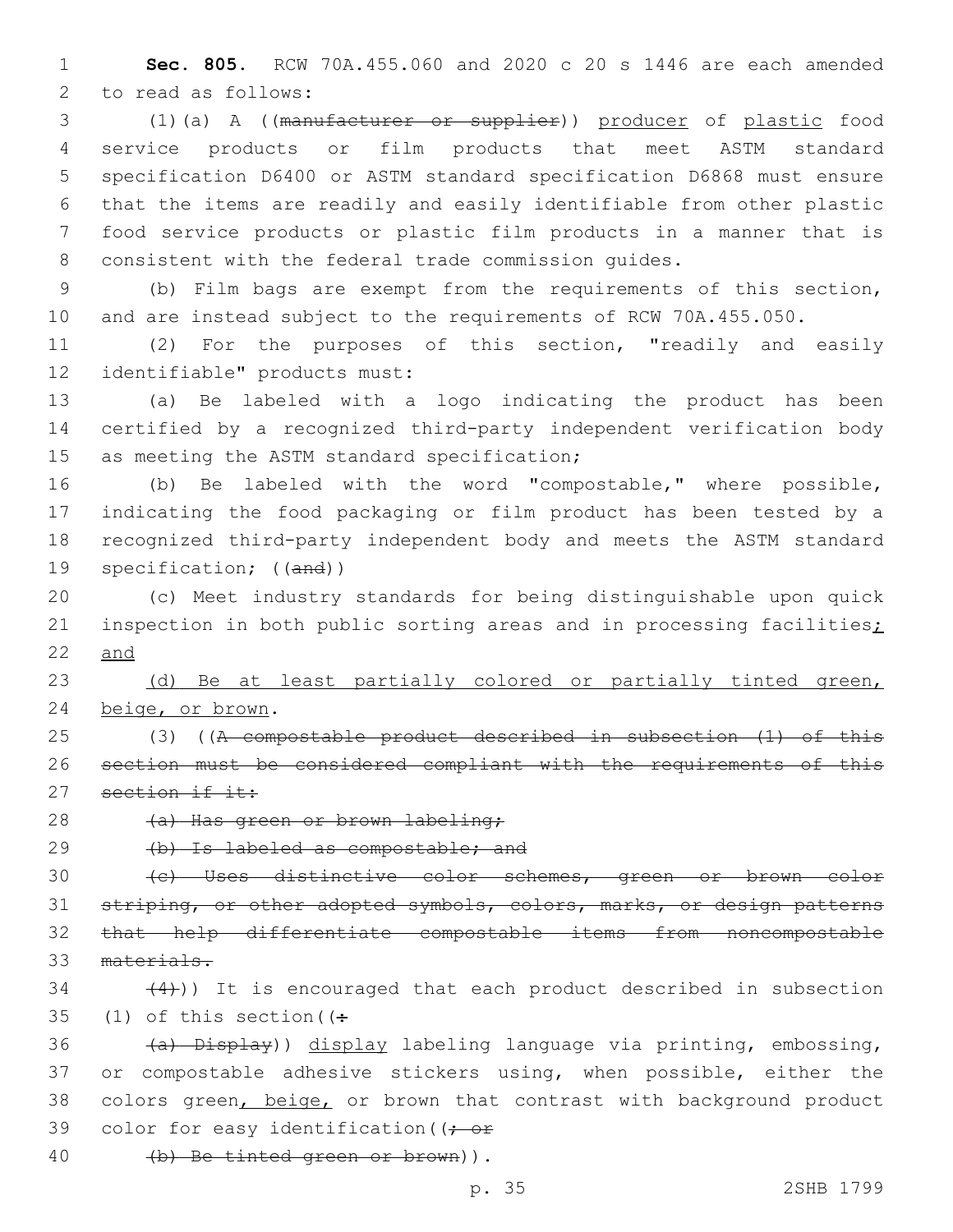**Sec. 805.** RCW 70A.455.060 and 2020 c 20 s 1446 are each amended to read as follows:

(1)(a) A ((~~manufacturer or supplier~~)) <u>producer</u> of <u>plastic</u> food service products or film products that meet ASTM standard specification D6400 or ASTM standard specification D6868 must ensure that the items are readily and easily identifiable from other plastic food service products or plastic film products in a manner that is consistent with the federal trade commission guides.

(b) Film bags are exempt from the requirements of this section, and are instead subject to the requirements of RCW 70A.455.050.

(2) For the purposes of this section, "readily and easily identifiable" products must:

(a) Be labeled with a logo indicating the product has been certified by a recognized third-party independent verification body as meeting the ASTM standard specification;

(b) Be labeled with the word "compostable," where possible, indicating the food packaging or film product has been tested by a recognized third-party independent body and meets the ASTM standard specification; ((~~and~~))

(c) Meet industry standards for being distinguishable upon quick inspection in both public sorting areas and in processing facilities<u>; and</u>

<u>(d) Be at least partially colored or partially tinted green, beige, or brown</u>.

(3) ((~~A compostable product described in subsection (1) of this section must be considered compliant with the requirements of this section if it:~~

~~(a) Has green or brown labeling;~~

~~(b) Is labeled as compostable; and~~

~~(c) Uses distinctive color schemes, green or brown color striping, or other adopted symbols, colors, marks, or design patterns that help differentiate compostable items from noncompostable materials.~~

~~(4)~~)) It is encouraged that each product described in subsection (1) of this section((~~:~~

~~(a) Display~~)) <u>display</u> labeling language via printing, embossing, or compostable adhesive stickers using, when possible, either the colors green<u>, beige,</u> or brown that contrast with background product color for easy identification((~~; or~~

~~(b) Be tinted green or brown~~)).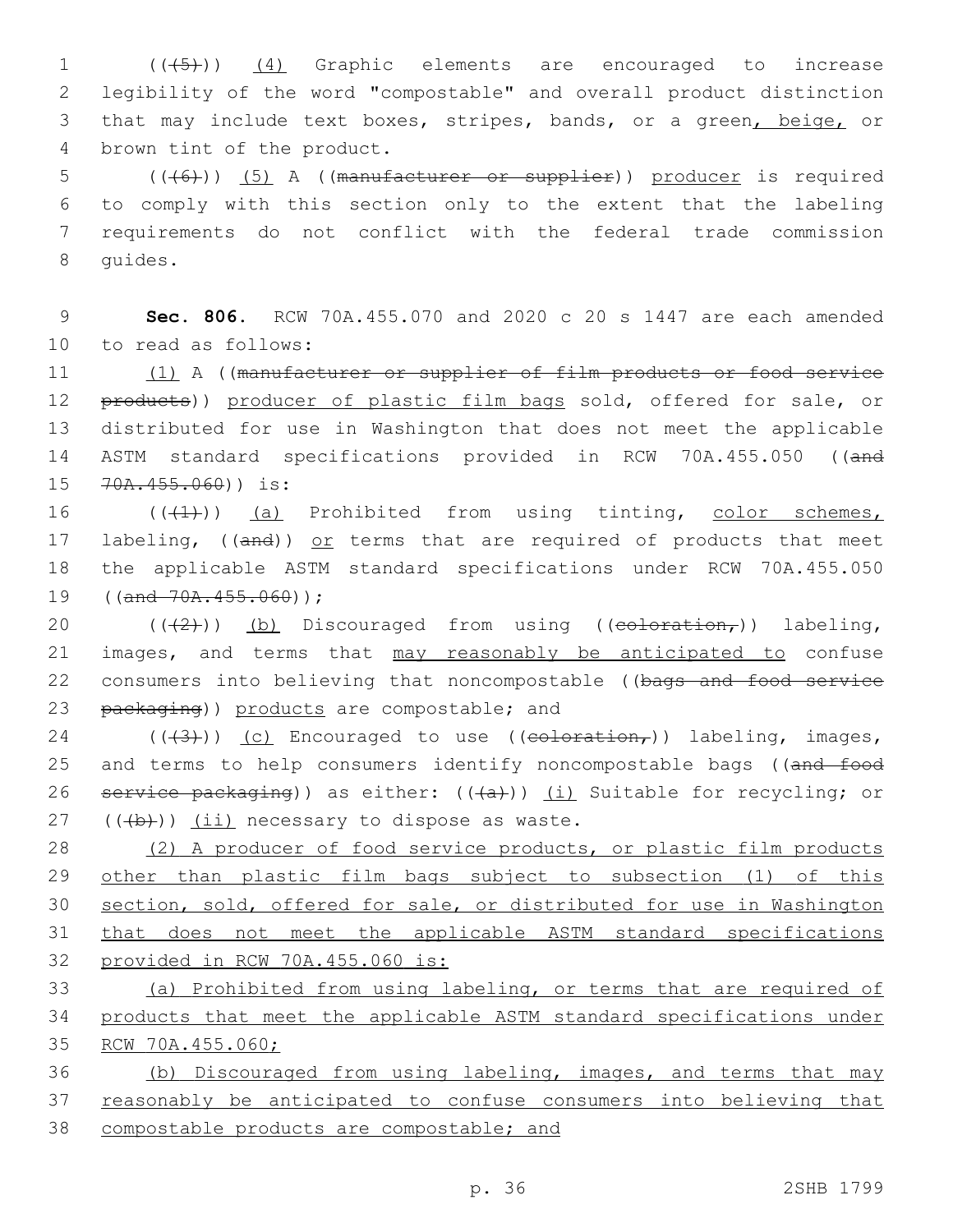(((5))) (4) Graphic elements are encouraged to increase legibility of the word "compostable" and overall product distinction that may include text boxes, stripes, bands, or a green, beige, or brown tint of the product.

(((6))) (5) A ((manufacturer or supplier)) producer is required to comply with this section only to the extent that the labeling requirements do not conflict with the federal trade commission guides.

**Sec. 806.** RCW 70A.455.070 and 2020 c 20 s 1447 are each amended to read as follows:

(1) A ((manufacturer or supplier of film products or food service products)) producer of plastic film bags sold, offered for sale, or distributed for use in Washington that does not meet the applicable ASTM standard specifications provided in RCW 70A.455.050 ((and 70A.455.060)) is:

(((1))) (a) Prohibited from using tinting, color schemes, labeling, ((and)) or terms that are required of products that meet the applicable ASTM standard specifications under RCW 70A.455.050 ((and 70A.455.060));

(((2))) (b) Discouraged from using ((coloration,)) labeling, images, and terms that may reasonably be anticipated to confuse consumers into believing that noncompostable ((bags and food service packaging)) products are compostable; and

(((3))) (c) Encouraged to use ((coloration,)) labeling, images, and terms to help consumers identify noncompostable bags ((and food service packaging)) as either: (((a))) (i) Suitable for recycling; or (((b))) (ii) necessary to dispose as waste.

(2) A producer of food service products, or plastic film products other than plastic film bags subject to subsection (1) of this section, sold, offered for sale, or distributed for use in Washington that does not meet the applicable ASTM standard specifications provided in RCW 70A.455.060 is:

(a) Prohibited from using labeling, or terms that are required of products that meet the applicable ASTM standard specifications under RCW 70A.455.060;

(b) Discouraged from using labeling, images, and terms that may reasonably be anticipated to confuse consumers into believing that compostable products are compostable; and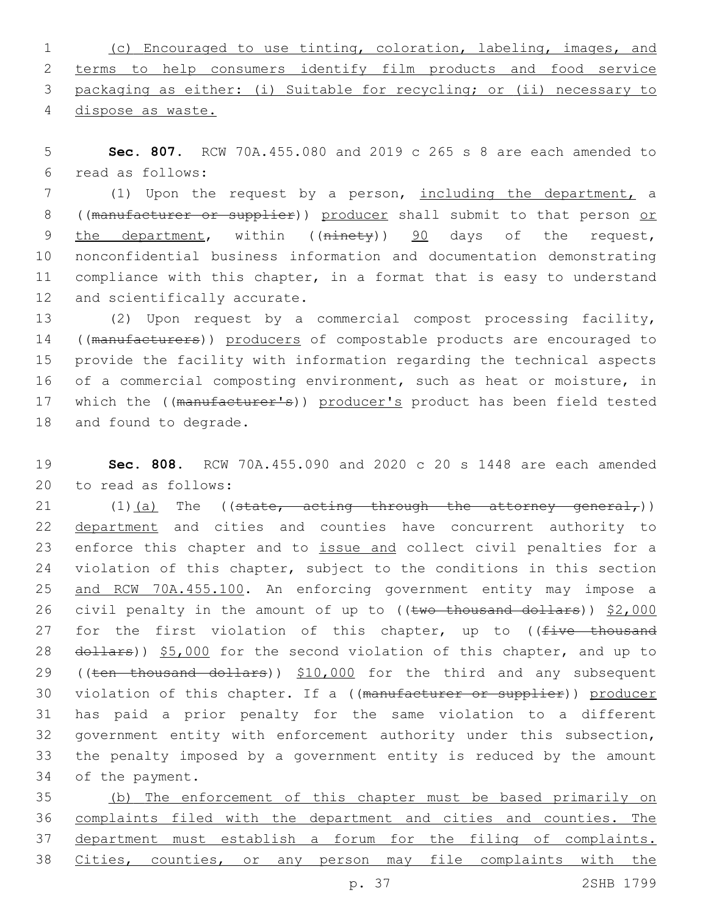(c) Encouraged to use tinting, coloration, labeling, images, and terms to help consumers identify film products and food service packaging as either: (i) Suitable for recycling; or (ii) necessary to dispose as waste.

**Sec. 807.** RCW 70A.455.080 and 2019 c 265 s 8 are each amended to read as follows:

(1) Upon the request by a person, including the department, a ((manufacturer or supplier)) producer shall submit to that person or the department, within ((ninety)) 90 days of the request, nonconfidential business information and documentation demonstrating compliance with this chapter, in a format that is easy to understand and scientifically accurate.

(2) Upon request by a commercial compost processing facility, ((manufacturers)) producers of compostable products are encouraged to provide the facility with information regarding the technical aspects of a commercial composting environment, such as heat or moisture, in which the ((manufacturer's)) producer's product has been field tested and found to degrade.

**Sec. 808.** RCW 70A.455.090 and 2020 c 20 s 1448 are each amended to read as follows:

(1)(a) The ((state, acting through the attorney general,)) department and cities and counties have concurrent authority to enforce this chapter and to issue and collect civil penalties for a violation of this chapter, subject to the conditions in this section and RCW 70A.455.100. An enforcing government entity may impose a civil penalty in the amount of up to ((two thousand dollars)) $2,000 for the first violation of this chapter, up to ((five thousand dollars)) $5,000 for the second violation of this chapter, and up to ((ten thousand dollars)) $10,000 for the third and any subsequent violation of this chapter. If a ((manufacturer or supplier)) producer has paid a prior penalty for the same violation to a different government entity with enforcement authority under this subsection, the penalty imposed by a government entity is reduced by the amount of the payment.

(b) The enforcement of this chapter must be based primarily on complaints filed with the department and cities and counties. The department must establish a forum for the filing of complaints. Cities, counties, or any person may file complaints with the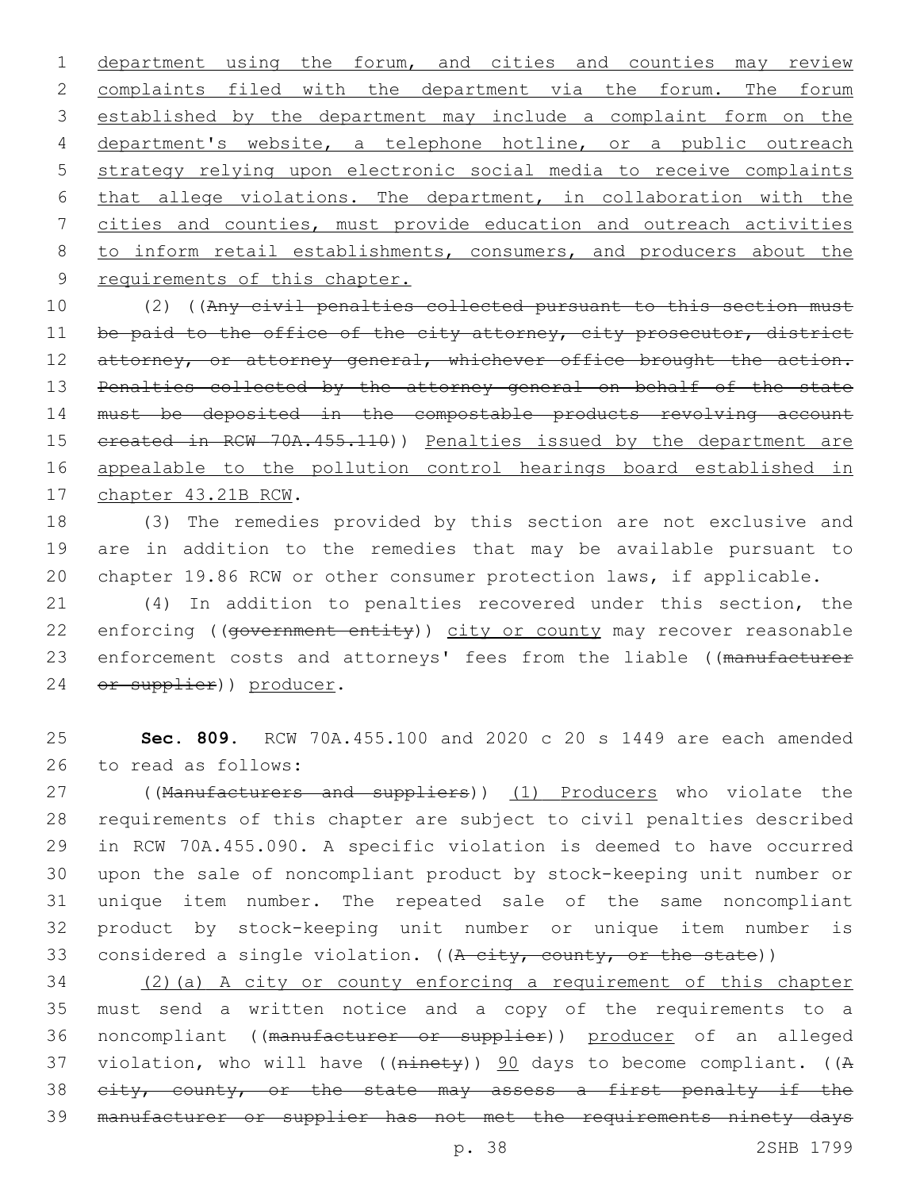department using the forum, and cities and counties may review complaints filed with the department via the forum. The forum established by the department may include a complaint form on the department's website, a telephone hotline, or a public outreach strategy relying upon electronic social media to receive complaints that allege violations. The department, in collaboration with the cities and counties, must provide education and outreach activities to inform retail establishments, consumers, and producers about the requirements of this chapter.

(2) ((Any civil penalties collected pursuant to this section must be paid to the office of the city attorney, city prosecutor, district attorney, or attorney general, whichever office brought the action. Penalties collected by the attorney general on behalf of the state must be deposited in the compostable products revolving account created in RCW 70A.455.110)) Penalties issued by the department are appealable to the pollution control hearings board established in chapter 43.21B RCW.

(3) The remedies provided by this section are not exclusive and are in addition to the remedies that may be available pursuant to chapter 19.86 RCW or other consumer protection laws, if applicable.

(4) In addition to penalties recovered under this section, the enforcing ((government entity)) city or county may recover reasonable enforcement costs and attorneys' fees from the liable ((manufacturer or supplier)) producer.

**Sec. 809.** RCW 70A.455.100 and 2020 c 20 s 1449 are each amended to read as follows:

((Manufacturers and suppliers)) (1) Producers who violate the requirements of this chapter are subject to civil penalties described in RCW 70A.455.090. A specific violation is deemed to have occurred upon the sale of noncompliant product by stock-keeping unit number or unique item number. The repeated sale of the same noncompliant product by stock-keeping unit number or unique item number is considered a single violation. ((A city, county, or the state))

(2)(a) A city or county enforcing a requirement of this chapter must send a written notice and a copy of the requirements to a noncompliant ((manufacturer or supplier)) producer of an alleged violation, who will have ((ninety)) 90 days to become compliant. ((A city, county, or the state may assess a first penalty if the manufacturer or supplier has not met the requirements ninety days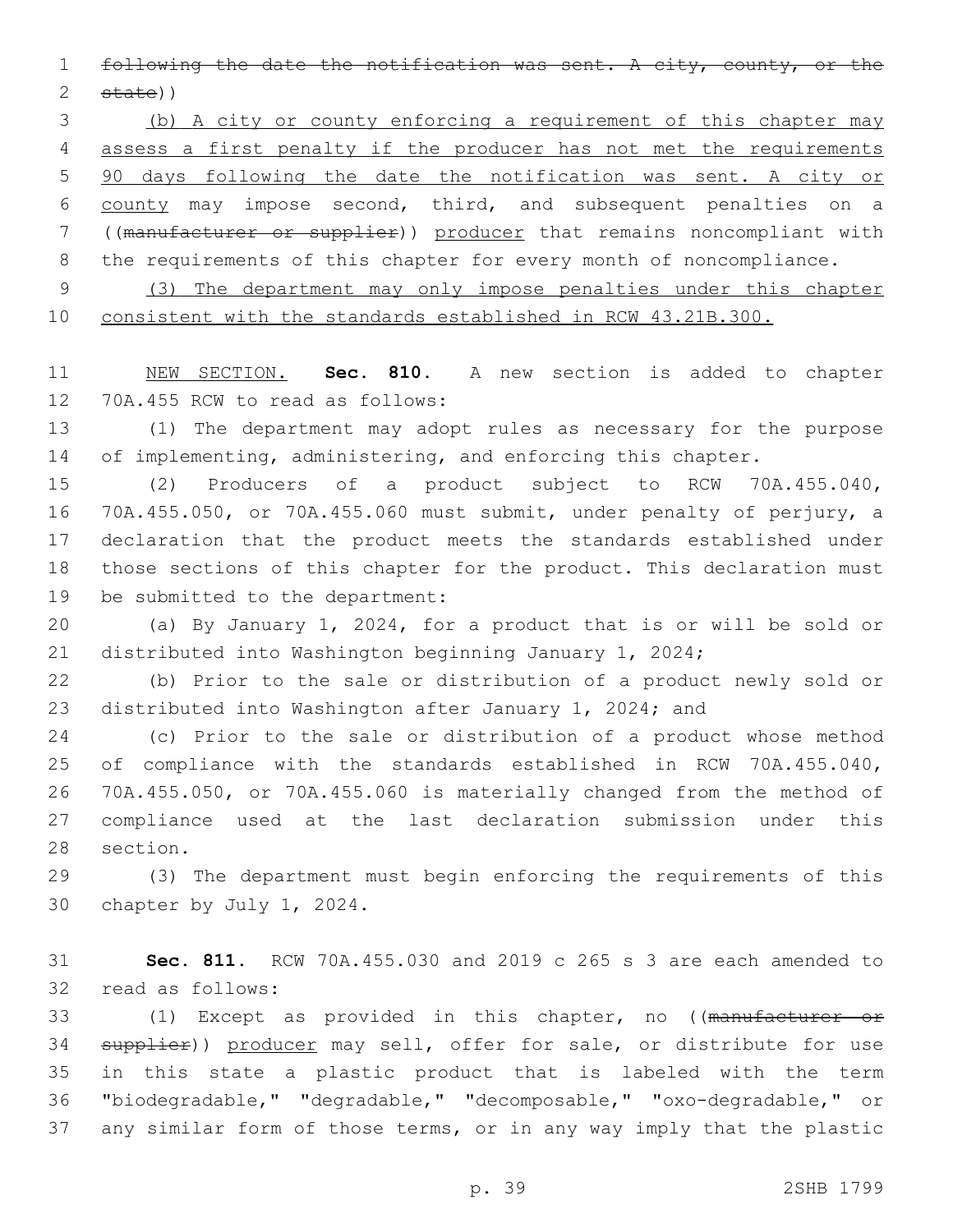~~following the date the notification was sent. A city, county, or the state~~))

<u>(b) A city or county enforcing a requirement of this chapter may assess a first penalty if the producer has not met the requirements 90 days following the date the notification was sent. A city or county</u> may impose second, third, and subsequent penalties on a ((~~manufacturer or supplier~~)) <u>producer</u> that remains noncompliant with the requirements of this chapter for every month of noncompliance.

<u>(3) The department may only impose penalties under this chapter consistent with the standards established in RCW 43.21B.300.</u>

<u>NEW SECTION.</u> **Sec. 810.** A new section is added to chapter 70A.455 RCW to read as follows:

(1) The department may adopt rules as necessary for the purpose of implementing, administering, and enforcing this chapter.

(2) Producers of a product subject to RCW 70A.455.040, 70A.455.050, or 70A.455.060 must submit, under penalty of perjury, a declaration that the product meets the standards established under those sections of this chapter for the product. This declaration must be submitted to the department:

(a) By January 1, 2024, for a product that is or will be sold or distributed into Washington beginning January 1, 2024;

(b) Prior to the sale or distribution of a product newly sold or distributed into Washington after January 1, 2024; and

(c) Prior to the sale or distribution of a product whose method of compliance with the standards established in RCW 70A.455.040, 70A.455.050, or 70A.455.060 is materially changed from the method of compliance used at the last declaration submission under this section.

(3) The department must begin enforcing the requirements of this chapter by July 1, 2024.

**Sec. 811.** RCW 70A.455.030 and 2019 c 265 s 3 are each amended to read as follows:

(1) Except as provided in this chapter, no ((~~manufacturer or supplier~~)) <u>producer</u> may sell, offer for sale, or distribute for use in this state a plastic product that is labeled with the term "biodegradable," "degradable," "decomposable," "oxo-degradable," or any similar form of those terms, or in any way imply that the plastic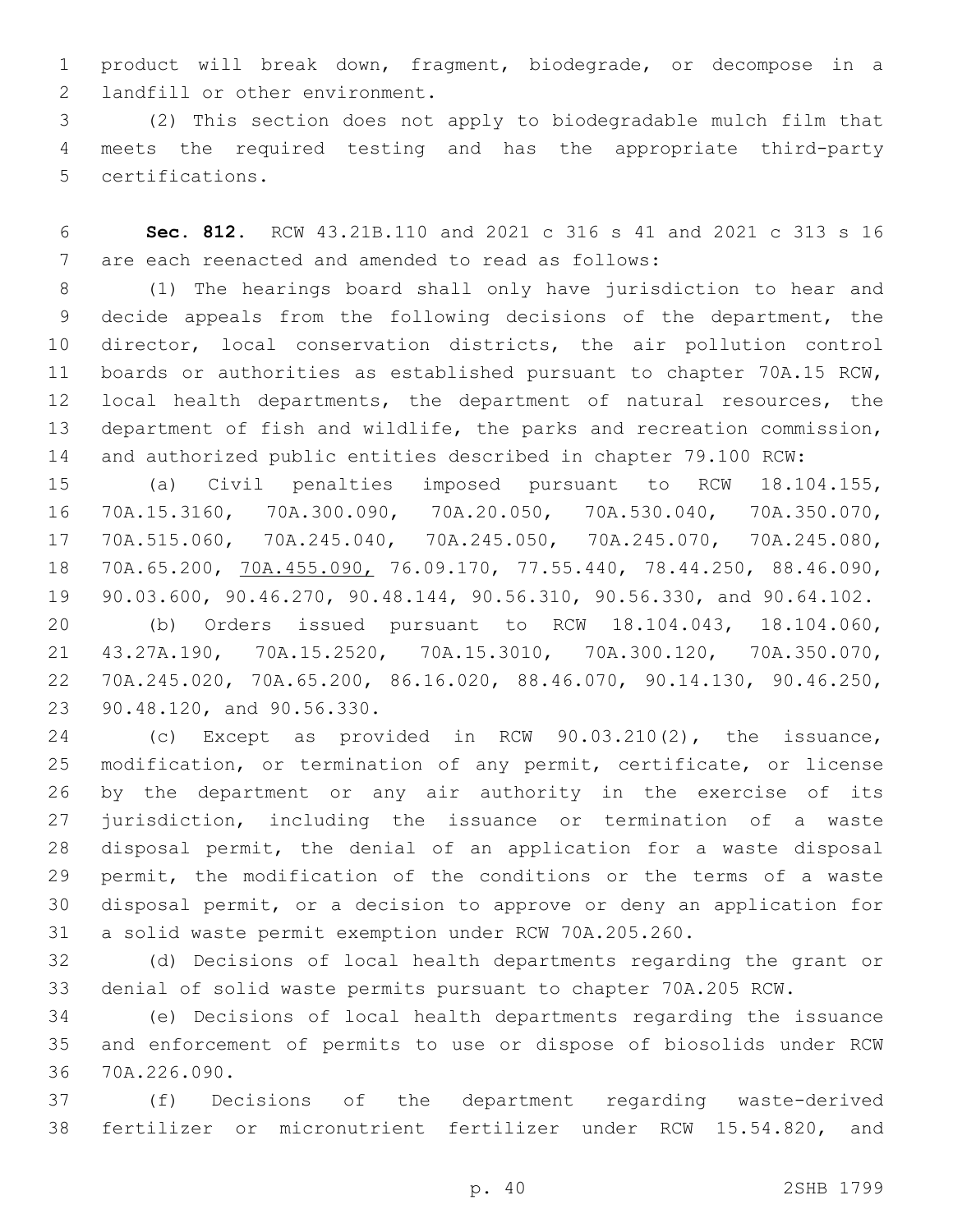product will break down, fragment, biodegrade, or decompose in a landfill or other environment.

(2) This section does not apply to biodegradable mulch film that meets the required testing and has the appropriate third-party certifications.

**Sec. 812.** RCW 43.21B.110 and 2021 c 316 s 41 and 2021 c 313 s 16 are each reenacted and amended to read as follows:

(1) The hearings board shall only have jurisdiction to hear and decide appeals from the following decisions of the department, the director, local conservation districts, the air pollution control boards or authorities as established pursuant to chapter 70A.15 RCW, local health departments, the department of natural resources, the department of fish and wildlife, the parks and recreation commission, and authorized public entities described in chapter 79.100 RCW:

(a) Civil penalties imposed pursuant to RCW 18.104.155, 70A.15.3160, 70A.300.090, 70A.20.050, 70A.530.040, 70A.350.070, 70A.515.060, 70A.245.040, 70A.245.050, 70A.245.070, 70A.245.080, 70A.65.200, <u>70A.455.090,</u> 76.09.170, 77.55.440, 78.44.250, 88.46.090, 90.03.600, 90.46.270, 90.48.144, 90.56.310, 90.56.330, and 90.64.102.

(b) Orders issued pursuant to RCW 18.104.043, 18.104.060, 43.27A.190, 70A.15.2520, 70A.15.3010, 70A.300.120, 70A.350.070, 70A.245.020, 70A.65.200, 86.16.020, 88.46.070, 90.14.130, 90.46.250, 90.48.120, and 90.56.330.

(c) Except as provided in RCW 90.03.210(2), the issuance, modification, or termination of any permit, certificate, or license by the department or any air authority in the exercise of its jurisdiction, including the issuance or termination of a waste disposal permit, the denial of an application for a waste disposal permit, the modification of the conditions or the terms of a waste disposal permit, or a decision to approve or deny an application for a solid waste permit exemption under RCW 70A.205.260.

(d) Decisions of local health departments regarding the grant or denial of solid waste permits pursuant to chapter 70A.205 RCW.

(e) Decisions of local health departments regarding the issuance and enforcement of permits to use or dispose of biosolids under RCW 70A.226.090.

(f) Decisions of the department regarding waste-derived fertilizer or micronutrient fertilizer under RCW 15.54.820, and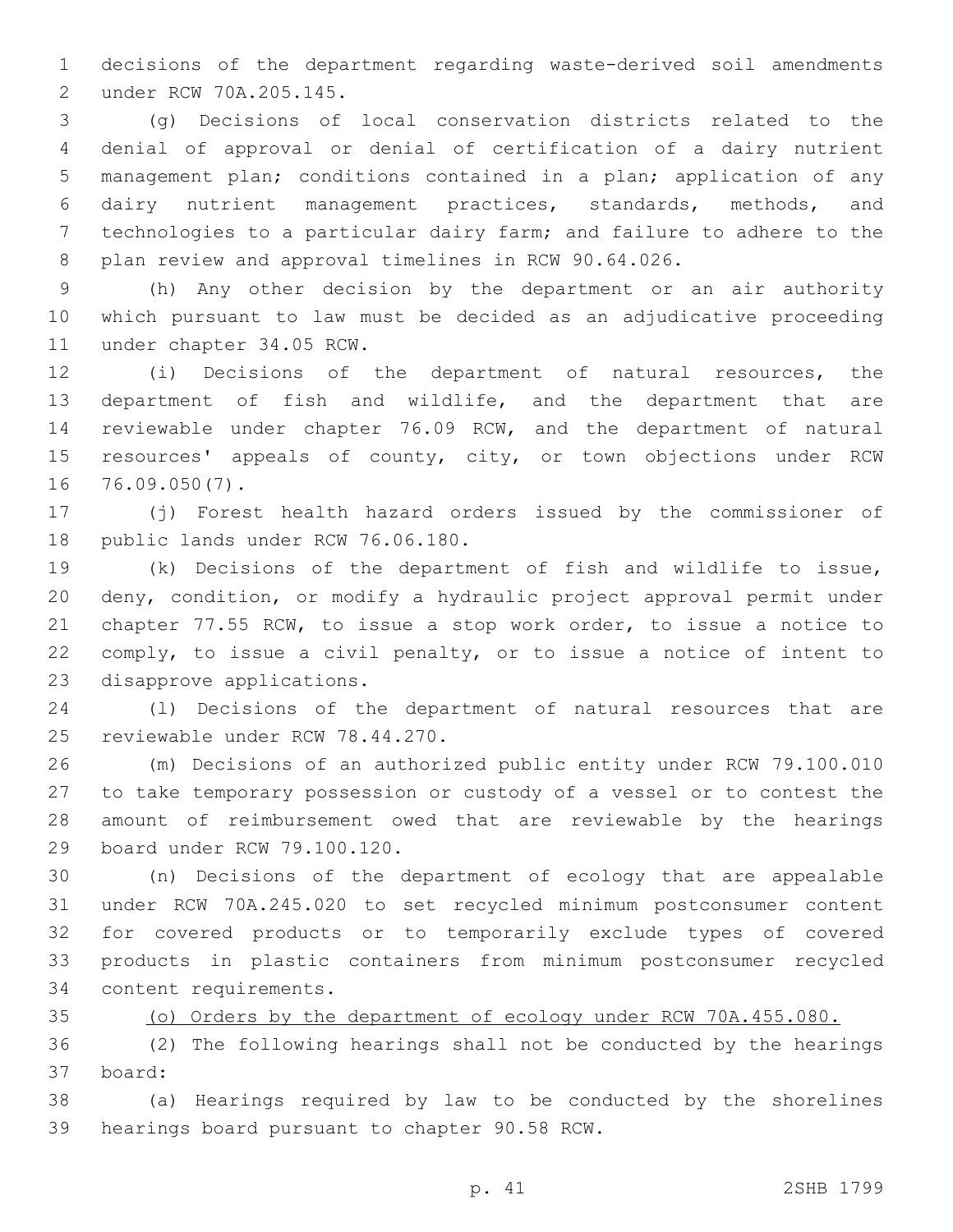decisions of the department regarding waste-derived soil amendments under RCW 70A.205.145.

(g) Decisions of local conservation districts related to the denial of approval or denial of certification of a dairy nutrient management plan; conditions contained in a plan; application of any dairy nutrient management practices, standards, methods, and technologies to a particular dairy farm; and failure to adhere to the plan review and approval timelines in RCW 90.64.026.

(h) Any other decision by the department or an air authority which pursuant to law must be decided as an adjudicative proceeding under chapter 34.05 RCW.

(i) Decisions of the department of natural resources, the department of fish and wildlife, and the department that are reviewable under chapter 76.09 RCW, and the department of natural resources' appeals of county, city, or town objections under RCW 76.09.050(7).

(j) Forest health hazard orders issued by the commissioner of public lands under RCW 76.06.180.

(k) Decisions of the department of fish and wildlife to issue, deny, condition, or modify a hydraulic project approval permit under chapter 77.55 RCW, to issue a stop work order, to issue a notice to comply, to issue a civil penalty, or to issue a notice of intent to disapprove applications.

(l) Decisions of the department of natural resources that are reviewable under RCW 78.44.270.

(m) Decisions of an authorized public entity under RCW 79.100.010 to take temporary possession or custody of a vessel or to contest the amount of reimbursement owed that are reviewable by the hearings board under RCW 79.100.120.

(n) Decisions of the department of ecology that are appealable under RCW 70A.245.020 to set recycled minimum postconsumer content for covered products or to temporarily exclude types of covered products in plastic containers from minimum postconsumer recycled content requirements.

<u>(o) Orders by the department of ecology under RCW 70A.455.080.</u>

(2) The following hearings shall not be conducted by the hearings board:

(a) Hearings required by law to be conducted by the shorelines hearings board pursuant to chapter 90.58 RCW.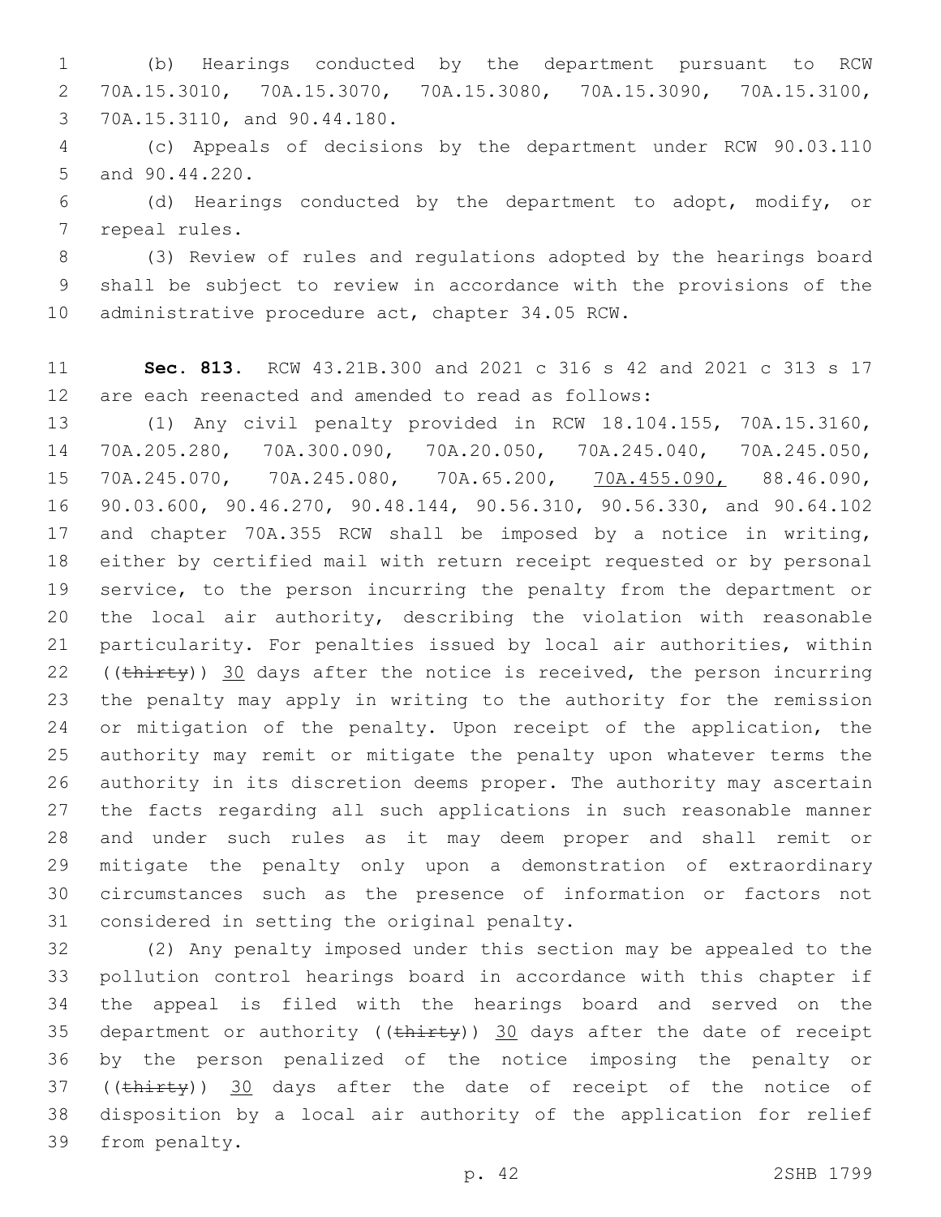(b) Hearings conducted by the department pursuant to RCW 70A.15.3010, 70A.15.3070, 70A.15.3080, 70A.15.3090, 70A.15.3100, 70A.15.3110, and 90.44.180.

(c) Appeals of decisions by the department under RCW 90.03.110 and 90.44.220.

(d) Hearings conducted by the department to adopt, modify, or repeal rules.

(3) Review of rules and regulations adopted by the hearings board shall be subject to review in accordance with the provisions of the administrative procedure act, chapter 34.05 RCW.

**Sec. 813.** RCW 43.21B.300 and 2021 c 316 s 42 and 2021 c 313 s 17 are each reenacted and amended to read as follows:

(1) Any civil penalty provided in RCW 18.104.155, 70A.15.3160, 70A.205.280, 70A.300.090, 70A.20.050, 70A.245.040, 70A.245.050, 70A.245.070, 70A.245.080, 70A.65.200, <u>70A.455.090,</u> 88.46.090, 90.03.600, 90.46.270, 90.48.144, 90.56.310, 90.56.330, and 90.64.102 and chapter 70A.355 RCW shall be imposed by a notice in writing, either by certified mail with return receipt requested or by personal service, to the person incurring the penalty from the department or the local air authority, describing the violation with reasonable particularity. For penalties issued by local air authorities, within ((~~thirty~~)) <u>30</u> days after the notice is received, the person incurring the penalty may apply in writing to the authority for the remission or mitigation of the penalty. Upon receipt of the application, the authority may remit or mitigate the penalty upon whatever terms the authority in its discretion deems proper. The authority may ascertain the facts regarding all such applications in such reasonable manner and under such rules as it may deem proper and shall remit or mitigate the penalty only upon a demonstration of extraordinary circumstances such as the presence of information or factors not considered in setting the original penalty.

(2) Any penalty imposed under this section may be appealed to the pollution control hearings board in accordance with this chapter if the appeal is filed with the hearings board and served on the department or authority ((~~thirty~~)) <u>30</u> days after the date of receipt by the person penalized of the notice imposing the penalty or ((~~thirty~~)) <u>30</u> days after the date of receipt of the notice of disposition by a local air authority of the application for relief from penalty.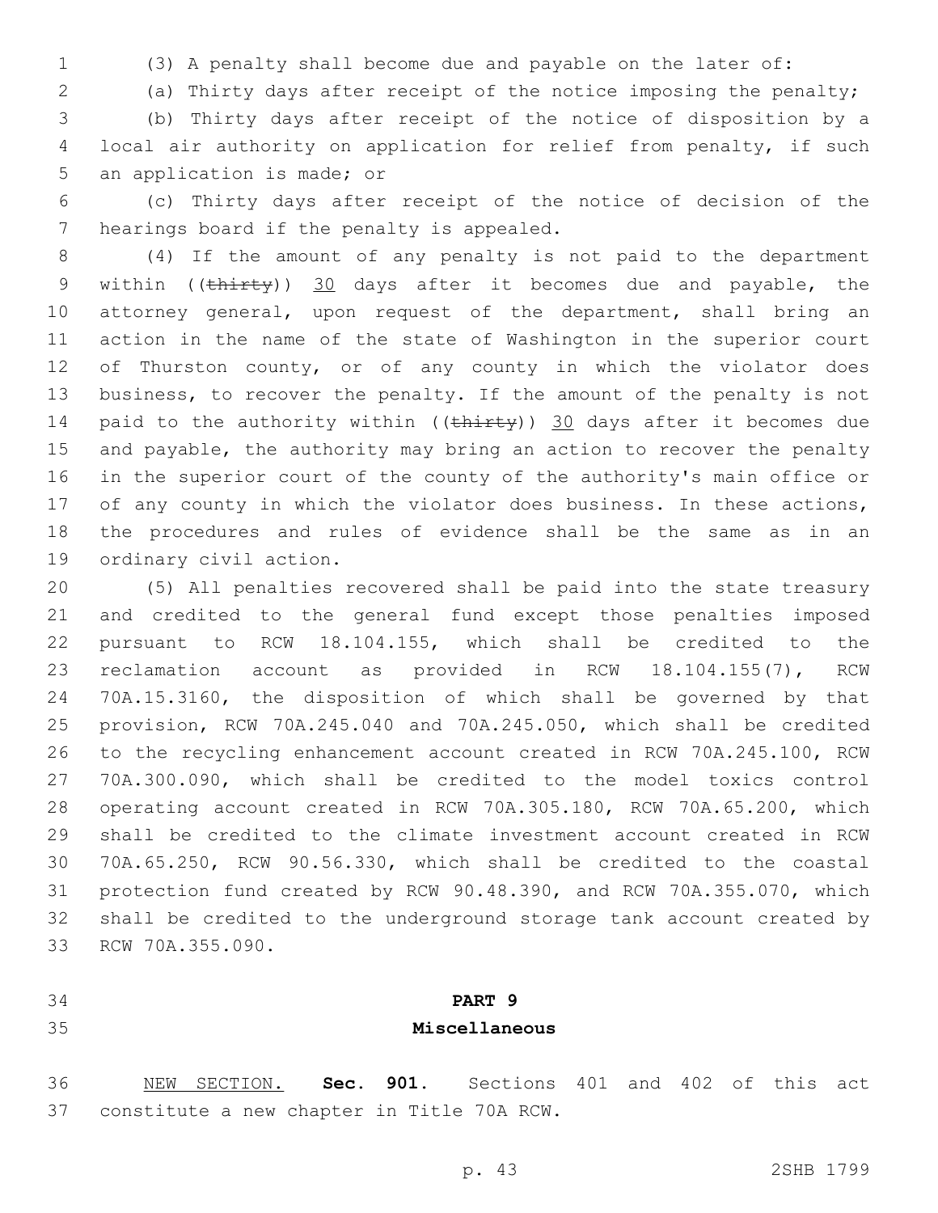(3) A penalty shall become due and payable on the later of:

(a) Thirty days after receipt of the notice imposing the penalty;

(b) Thirty days after receipt of the notice of disposition by a local air authority on application for relief from penalty, if such an application is made; or

(c) Thirty days after receipt of the notice of decision of the hearings board if the penalty is appealed.

(4) If the amount of any penalty is not paid to the department within ((~~thirty~~)) <u>30</u> days after it becomes due and payable, the attorney general, upon request of the department, shall bring an action in the name of the state of Washington in the superior court of Thurston county, or of any county in which the violator does business, to recover the penalty. If the amount of the penalty is not paid to the authority within ((~~thirty~~)) <u>30</u> days after it becomes due and payable, the authority may bring an action to recover the penalty in the superior court of the county of the authority's main office or of any county in which the violator does business. In these actions, the procedures and rules of evidence shall be the same as in an ordinary civil action.

(5) All penalties recovered shall be paid into the state treasury and credited to the general fund except those penalties imposed pursuant to RCW 18.104.155, which shall be credited to the reclamation account as provided in RCW 18.104.155(7), RCW 70A.15.3160, the disposition of which shall be governed by that provision, RCW 70A.245.040 and 70A.245.050, which shall be credited to the recycling enhancement account created in RCW 70A.245.100, RCW 70A.300.090, which shall be credited to the model toxics control operating account created in RCW 70A.305.180, RCW 70A.65.200, which shall be credited to the climate investment account created in RCW 70A.65.250, RCW 90.56.330, which shall be credited to the coastal protection fund created by RCW 90.48.390, and RCW 70A.355.070, which shall be credited to the underground storage tank account created by RCW 70A.355.090.

## PART 9

## Miscellaneous

<u>NEW SECTION.</u> **Sec. 901.** Sections 401 and 402 of this act constitute a new chapter in Title 70A RCW.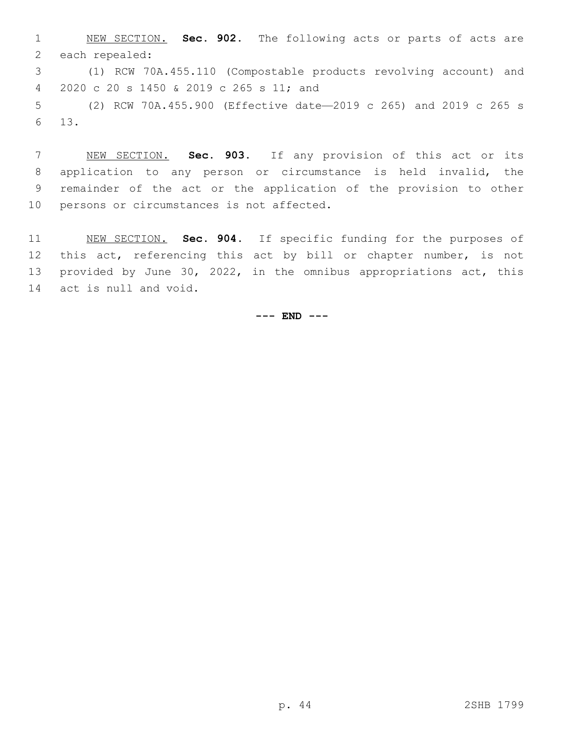NEW SECTION. **Sec. 902.** The following acts or parts of acts are each repealed:

(1) RCW 70A.455.110 (Compostable products revolving account) and 2020 c 20 s 1450 & 2019 c 265 s 11; and

(2) RCW 70A.455.900 (Effective date—2019 c 265) and 2019 c 265 s 13.

NEW SECTION. **Sec. 903.** If any provision of this act or its application to any person or circumstance is held invalid, the remainder of the act or the application of the provision to other persons or circumstances is not affected.

NEW SECTION. **Sec. 904.** If specific funding for the purposes of this act, referencing this act by bill or chapter number, is not provided by June 30, 2022, in the omnibus appropriations act, this act is null and void.

**--- END ---**